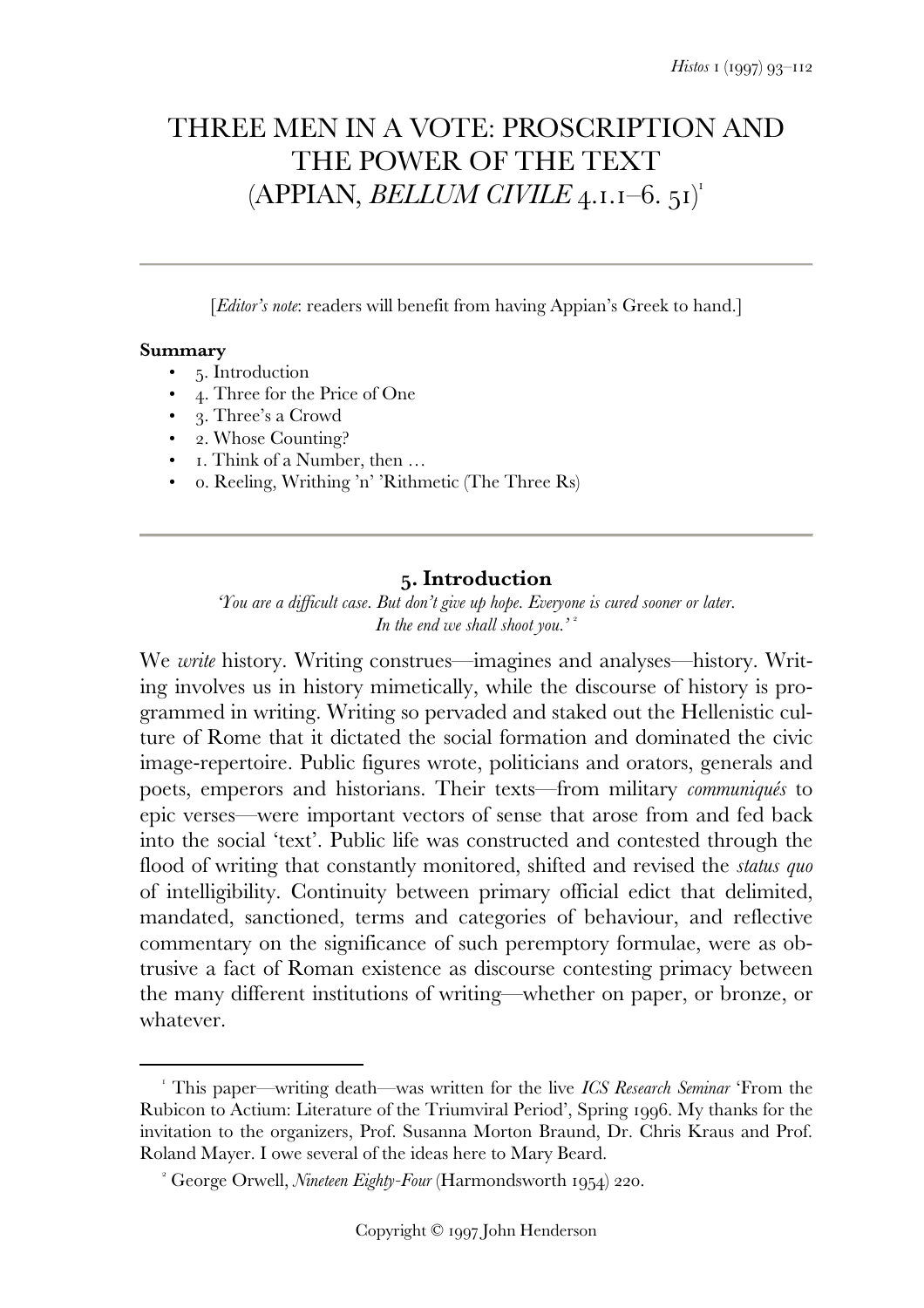# THREE MEN IN A VOTE: PROSCRIPTION AND THE POWER OF THE TEXT (APPIAN, *BELLUM CIVILE* 4.1.1–6. 51)[1]

[*Editor's note*: readers will benefit from having Appian's Greek to hand.]

**Summary**

- 5. Introduction
- 4. Three for the Price of One
- 3. Three's a Crowd
- 2. Whose Counting?
- 1. Think of a Number, then …
- 0. Reeling, Writhing 'n' 'Rithmetic (The Three Rs)

## 5. Introduction

*'You are a difficult case. But don't give up hope. Everyone is cured sooner or later. In the end we shall shoot you.'* [2]

We *write* history. Writing construes—imagines and analyses—history. Writing involves us in history mimetically, while the discourse of history is programmed in writing. Writing so pervaded and staked out the Hellenistic culture of Rome that it dictated the social formation and dominated the civic image-repertoire. Public figures wrote, politicians and orators, generals and poets, emperors and historians. Their texts—from military *communiqués* to epic verses—were important vectors of sense that arose from and fed back into the social 'text'. Public life was constructed and contested through the flood of writing that constantly monitored, shifted and revised the *status quo* of intelligibility. Continuity between primary official edict that delimited, mandated, sanctioned, terms and categories of behaviour, and reflective commentary on the significance of such peremptory formulae, were as obtrusive a fact of Roman existence as discourse contesting primacy between the many different institutions of writing—whether on paper, or bronze, or whatever.

---

[1] This paper—writing death—was written for the live *ICS Research Seminar* 'From the Rubicon to Actium: Literature of the Triumviral Period', Spring 1996. My thanks for the invitation to the organizers, Prof. Susanna Morton Braund, Dr. Chris Kraus and Prof. Roland Mayer. I owe several of the ideas here to Mary Beard.

[2] George Orwell, *Nineteen Eighty-Four* (Harmondsworth 1954) 220.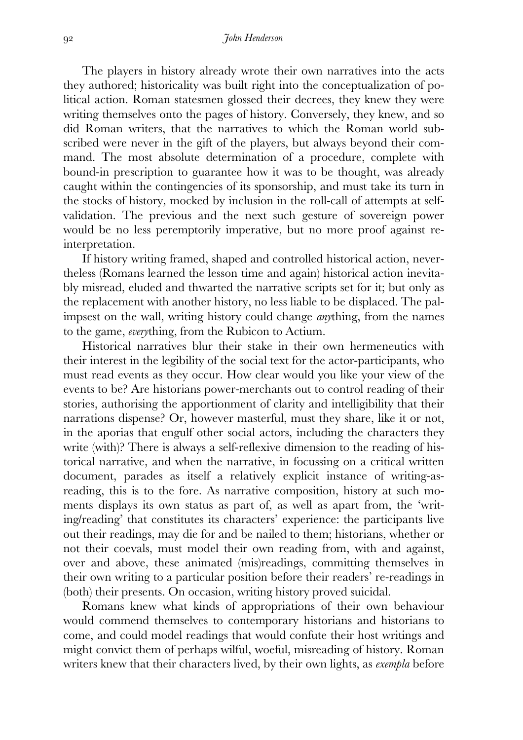The players in history already wrote their own narratives into the acts they authored; historicality was built right into the conceptualization of political action. Roman statesmen glossed their decrees, they knew they were writing themselves onto the pages of history. Conversely, they knew, and so did Roman writers, that the narratives to which the Roman world subscribed were never in the gift of the players, but always beyond their command. The most absolute determination of a procedure, complete with bound-in prescription to guarantee how it was to be thought, was already caught within the contingencies of its sponsorship, and must take its turn in the stocks of history, mocked by inclusion in the roll-call of attempts at self-validation. The previous and the next such gesture of sovereign power would be no less peremptorily imperative, but no more proof against re-interpretation.

If history writing framed, shaped and controlled historical action, nevertheless (Romans learned the lesson time and again) historical action inevitably misread, eluded and thwarted the narrative scripts set for it; but only as the replacement with another history, no less liable to be displaced. The palimpsest on the wall, writing history could change *any*thing, from the names to the game, *every*thing, from the Rubicon to Actium.

Historical narratives blur their stake in their own hermeneutics with their interest in the legibility of the social text for the actor-participants, who must read events as they occur. How clear would you like your view of the events to be? Are historians power-merchants out to control reading of their stories, authorising the apportionment of clarity and intelligibility that their narrations dispense? Or, however masterful, must they share, like it or not, in the aporias that engulf other social actors, including the characters they write (with)? There is always a self-reflexive dimension to the reading of historical narrative, and when the narrative, in focussing on a critical written document, parades as itself a relatively explicit instance of writing-as-reading, this is to the fore. As narrative composition, history at such moments displays its own status as part of, as well as apart from, the 'writing/reading' that constitutes its characters' experience: the participants live out their readings, may die for and be nailed to them; historians, whether or not their coevals, must model their own reading from, with and against, over and above, these animated (mis)readings, committing themselves in their own writing to a particular position before their readers' re-readings in (both) their presents. On occasion, writing history proved suicidal.

Romans knew what kinds of appropriations of their own behaviour would commend themselves to contemporary historians and historians to come, and could model readings that would confute their host writings and might convict them of perhaps wilful, woeful, misreading of history. Roman writers knew that their characters lived, by their own lights, as *exempla* before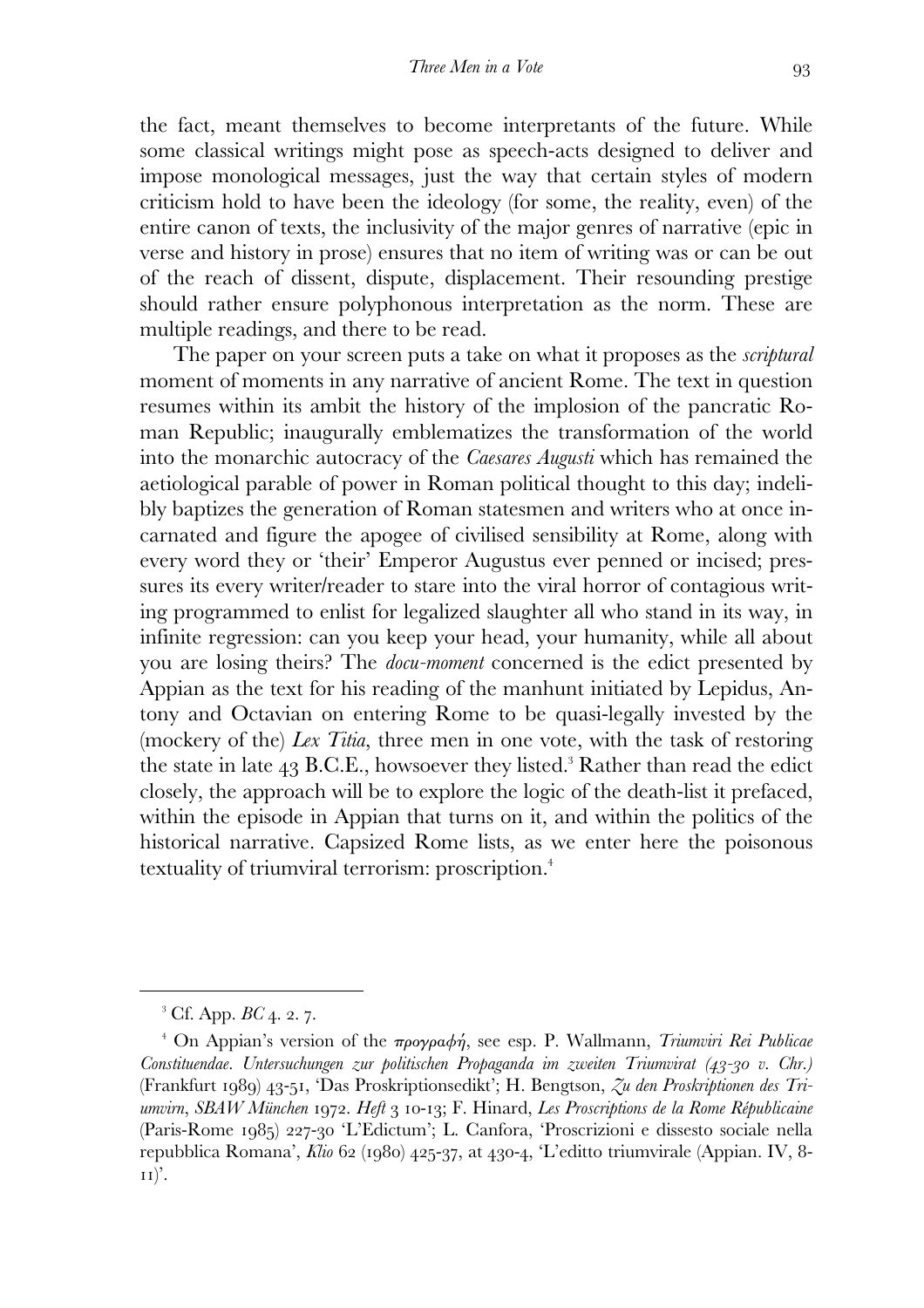the fact, meant themselves to become interpretants of the future. While some classical writings might pose as speech-acts designed to deliver and impose monological messages, just the way that certain styles of modern criticism hold to have been the ideology (for some, the reality, even) of the entire canon of texts, the inclusivity of the major genres of narrative (epic in verse and history in prose) ensures that no item of writing was or can be out of the reach of dissent, dispute, displacement. Their resounding prestige should rather ensure polyphonous interpretation as the norm. These are multiple readings, and there to be read.

The paper on your screen puts a take on what it proposes as the *scriptural* moment of moments in any narrative of ancient Rome. The text in question resumes within its ambit the history of the implosion of the pancratic Roman Republic; inaugurally emblematizes the transformation of the world into the monarchic autocracy of the *Caesares Augusti* which has remained the aetiological parable of power in Roman political thought to this day; indelibly baptizes the generation of Roman statesmen and writers who at once incarnated and figure the apogee of civilised sensibility at Rome, along with every word they or 'their' Emperor Augustus ever penned or incised; pressures its every writer/reader to stare into the viral horror of contagious writing programmed to enlist for legalized slaughter all who stand in its way, in infinite regression: can you keep your head, your humanity, while all about you are losing theirs? The *docu-moment* concerned is the edict presented by Appian as the text for his reading of the manhunt initiated by Lepidus, Antony and Octavian on entering Rome to be quasi-legally invested by the (mockery of the) *Lex Titia*, three men in one vote, with the task of restoring the state in late 43 B.C.E., howsoever they listed.[3] Rather than read the edict closely, the approach will be to explore the logic of the death-list it prefaced, within the episode in Appian that turns on it, and within the politics of the historical narrative. Capsized Rome lists, as we enter here the poisonous textuality of triumviral terrorism: proscription.[4]

---

[3] Cf. App. *BC* 4. 2. 7.

[4] On Appian's version of the *προγραφή*, see esp. P. Wallmann, *Triumviri Rei Publicae Constituendae. Untersuchungen zur politischen Propaganda im zweiten Triumvirat (43-30 v. Chr.)* (Frankfurt 1989) 43-51, 'Das Proskriptionsedikt'; H. Bengtson, *Zu den Proskriptionen des Triumvirn*, *SBAW München* 1972. *Heft* 3 10-13; F. Hinard, *Les Proscriptions de la Rome Républicaine* (Paris-Rome 1985) 227-30 'L'Edictum'; L. Canfora, 'Proscrizioni e dissesto sociale nella repubblica Romana', *Klio* 62 (1980) 425-37, at 430-4, 'L'editto triumvirale (Appian. IV, 8-11)'.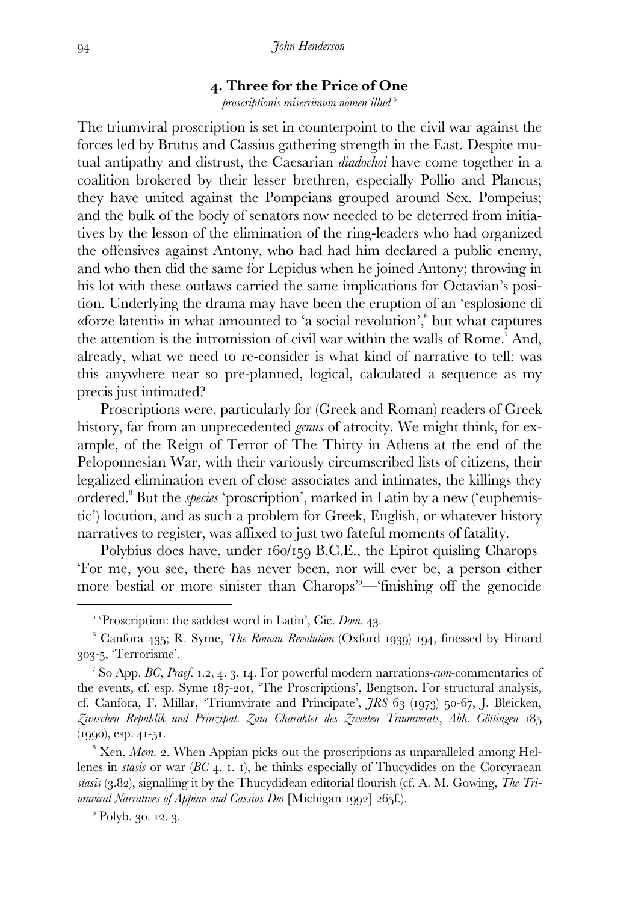## 4. Three for the Price of One

*proscriptionis miserrimum nomen illud* [5]

The triumviral proscription is set in counterpoint to the civil war against the forces led by Brutus and Cassius gathering strength in the East. Despite mutual antipathy and distrust, the Caesarian *diadochoi* have come together in a coalition brokered by their lesser brethren, especially Pollio and Plancus; they have united against the Pompeians grouped around Sex. Pompeius; and the bulk of the body of senators now needed to be deterred from initiatives by the lesson of the elimination of the ring-leaders who had organized the offensives against Antony, who had had him declared a public enemy, and who then did the same for Lepidus when he joined Antony; throwing in his lot with these outlaws carried the same implications for Octavian's position. Underlying the drama may have been the eruption of an 'esplosione di «forze latenti» in what amounted to 'a social revolution',[6] but what captures the attention is the intromission of civil war within the walls of Rome.[7] And, already, what we need to re-consider is what kind of narrative to tell: was this anywhere near so pre-planned, logical, calculated a sequence as my precis just intimated?

Proscriptions were, particularly for (Greek and Roman) readers of Greek history, far from an unprecedented *genus* of atrocity. We might think, for example, of the Reign of Terror of The Thirty in Athens at the end of the Peloponnesian War, with their variously circumscribed lists of citizens, their legalized elimination even of close associates and intimates, the killings they ordered.[8] But the *species* 'proscription', marked in Latin by a new ('euphemistic') locution, and as such a problem for Greek, English, or whatever history narratives to register, was affixed to just two fateful moments of fatality.

Polybius does have, under 160/159 B.C.E., the Epirot quisling Charops 'For me, you see, there has never been, nor will ever be, a person either more bestial or more sinister than Charops'[9]—'finishing off the genocide

---

[5] 'Proscription: the saddest word in Latin', Cic. *Dom.* 43.

[6] Canfora 435; R. Syme, *The Roman Revolution* (Oxford 1939) 194, finessed by Hinard 303-5, 'Terrorisme'.

[7] So App. *BC, Praef.* 1.2, 4. 3. 14. For powerful modern narrations-*cum*-commentaries of the events, cf. esp. Syme 187-201, 'The Proscriptions', Bengtson. For structural analysis, cf. Canfora, F. Millar, 'Triumvirate and Principate', *JRS* 63 (1973) 50-67, J. Bleicken, *Zwischen Republik und Prinzipat. Zum Charakter des Zweiten Triumvirats*, *Abh. Göttingen* 185 (1990), esp. 41-51.

[8] Xen. *Mem.* 2. When Appian picks out the proscriptions as unparalleled among Hellenes in *stasis* or war (*BC* 4. 1. 1), he thinks especially of Thucydides on the Corcyraean *stasis* (3.82), signalling it by the Thucydidean editorial flourish (cf. A. M. Gowing, *The Triumviral Narratives of Appian and Cassius Dio* [Michigan 1992] 265f.).

[9] Polyb. 30. 12. 3.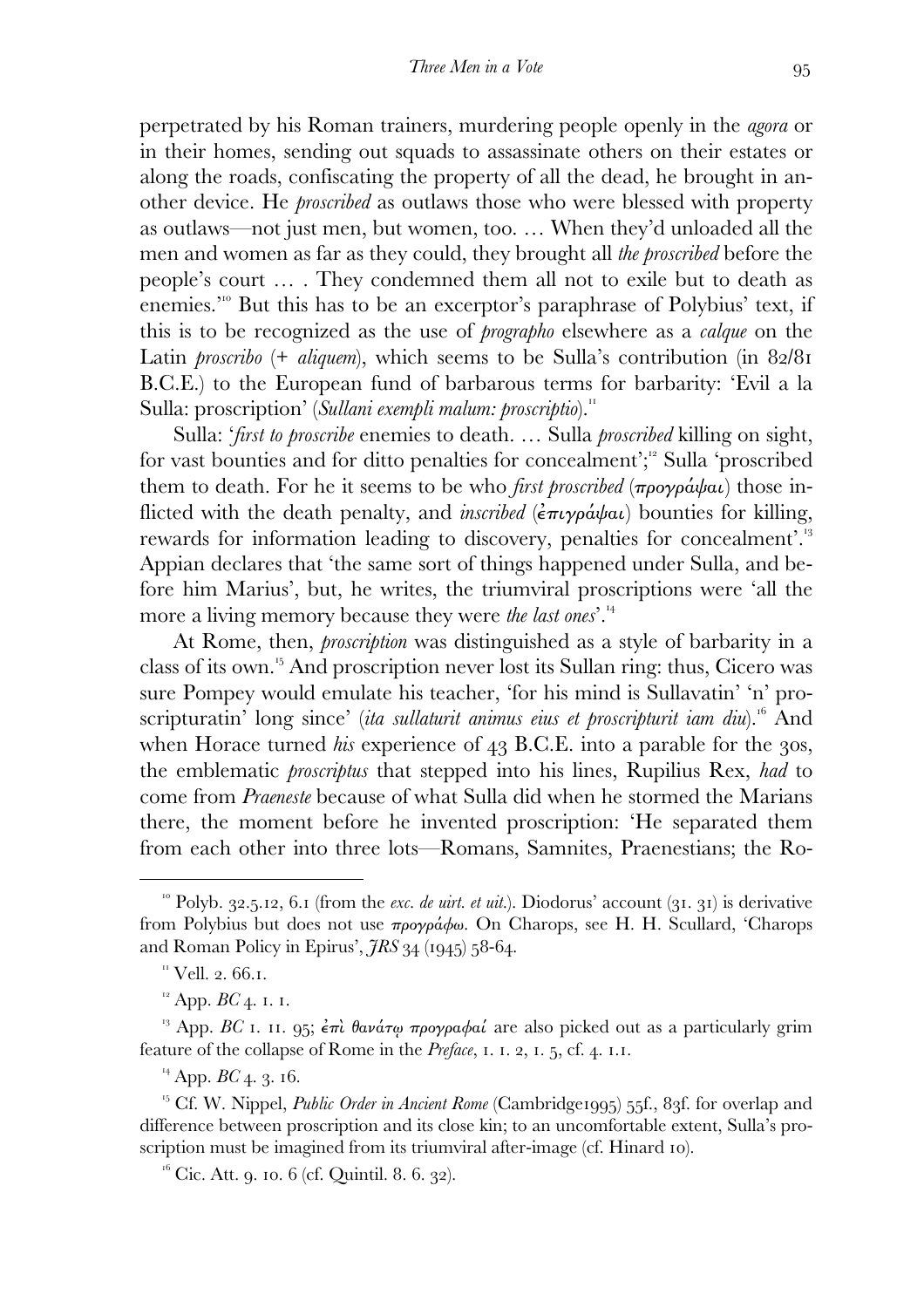perpetrated by his Roman trainers, murdering people openly in the *agora* or in their homes, sending out squads to assassinate others on their estates or along the roads, confiscating the property of all the dead, he brought in another device. He *proscribed* as outlaws those who were blessed with property as outlaws—not just men, but women, too. … When they'd unloaded all the men and women as far as they could, they brought all *the proscribed* before the people's court … . They condemned them all not to exile but to death as enemies.'[10] But this has to be an excerptor's paraphrase of Polybius' text, if this is to be recognized as the use of *prographo* elsewhere as a *calque* on the Latin *proscribo* (+ *aliquem*), which seems to be Sulla's contribution (in 82/81 B.C.E.) to the European fund of barbarous terms for barbarity: 'Evil a la Sulla: proscription' (*Sullani exempli malum: proscriptio*).[11]

Sulla: '*first to proscribe* enemies to death. … Sulla *proscribed* killing on sight, for vast bounties and for ditto penalties for concealment';[12] Sulla 'proscribed them to death. For he it seems to be who *first proscribed* (*προγράψαι*) those inflicted with the death penalty, and *inscribed* (*ἐπιγράψαι*) bounties for killing, rewards for information leading to discovery, penalties for concealment'.[13] Appian declares that 'the same sort of things happened under Sulla, and before him Marius', but, he writes, the triumviral proscriptions were 'all the more a living memory because they were *the last ones*'.[14]

At Rome, then, *proscription* was distinguished as a style of barbarity in a class of its own.[15] And proscription never lost its Sullan ring: thus, Cicero was sure Pompey would emulate his teacher, 'for his mind is Sullavatin' 'n' proscripturatin' long since' (*ita sullaturit animus eius et proscripturit iam diu*).[16] And when Horace turned *his* experience of 43 B.C.E. into a parable for the 30s, the emblematic *proscriptus* that stepped into his lines, Rupilius Rex, *had* to come from *Praeneste* because of what Sulla did when he stormed the Marians there, the moment before he invented proscription: 'He separated them from each other into three lots—Romans, Samnites, Praenestians; the Ro-

---

[10] Polyb. 32.5.12, 6.1 (from the *exc. de uirt. et uit.*). Diodorus' account (31. 31) is derivative from Polybius but does not use *προγράφω*. On Charops, see H. H. Scullard, 'Charops and Roman Policy in Epirus', *JRS* 34 (1945) 58-64.

[11] Vell. 2. 66.1.

[12] App. *BC* 4. 1. 1.

[13] App. *BC* 1. 11. 95; *ἐπὶ θανάτῳ προγραφαί* are also picked out as a particularly grim feature of the collapse of Rome in the *Preface*, 1. 1. 2, 1. 5, cf. 4. 1.1.

[14] App. *BC* 4. 3. 16.

[15] Cf. W. Nippel, *Public Order in Ancient Rome* (Cambridge1995) 55f., 83f. for overlap and difference between proscription and its close kin; to an uncomfortable extent, Sulla's proscription must be imagined from its triumviral after-image (cf. Hinard 10).

[16] Cic. Att. 9. 10. 6 (cf. Quintil. 8. 6. 32).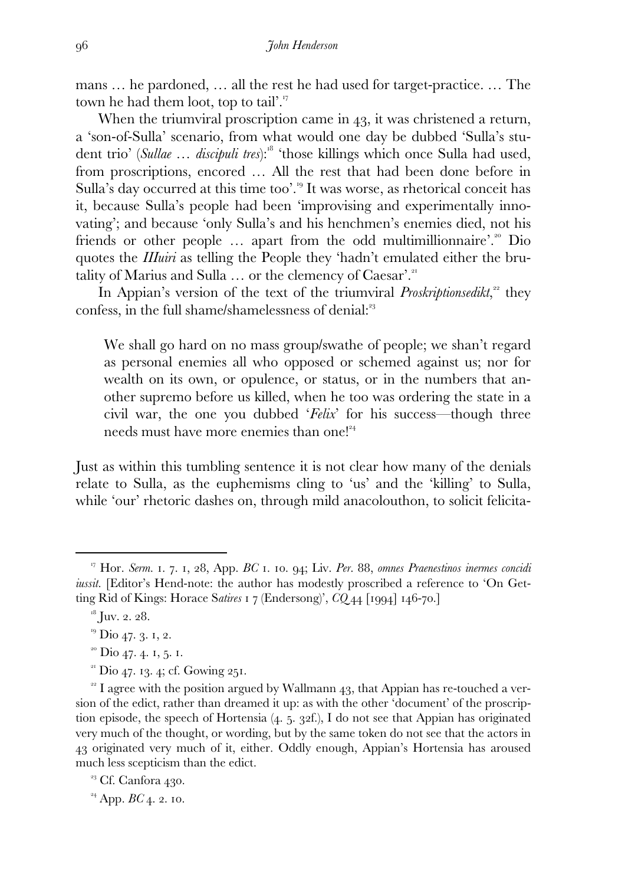mans … he pardoned, … all the rest he had used for target-practice. … The town he had them loot, top to tail'.[17]

When the triumviral proscription came in 43, it was christened a return, a 'son-of-Sulla' scenario, from what would one day be dubbed 'Sulla's student trio' (*Sullae … discipuli tres*):[18] 'those killings which once Sulla had used, from proscriptions, encored … All the rest that had been done before in Sulla's day occurred at this time too'.[19] It was worse, as rhetorical conceit has it, because Sulla's people had been 'improvising and experimentally innovating'; and because 'only Sulla's and his henchmen's enemies died, not his friends or other people … apart from the odd multimillionnaire'.[20] Dio quotes the *IIIuiri* as telling the People they 'hadn't emulated either the brutality of Marius and Sulla … or the clemency of Caesar'.[21]

In Appian's version of the text of the triumviral *Proskriptionsedikt*,[22] they confess, in the full shame/shamelessness of denial:[23]

> We shall go hard on no mass group/swathe of people; we shan't regard as personal enemies all who opposed or schemed against us; nor for wealth on its own, or opulence, or status, or in the numbers that another supremo before us killed, when he too was ordering the state in a civil war, the one you dubbed '*Felix*' for his success—though three needs must have more enemies than one![24]

Just as within this tumbling sentence it is not clear how many of the denials relate to Sulla, as the euphemisms cling to 'us' and the 'killing' to Sulla, while 'our' rhetoric dashes on, through mild anacolouthon, to solicit felicita-

---

[17] Hor. *Serm.* 1. 7. 1, 28, App. *BC* 1. 10. 94; Liv. *Per.* 88, *omnes Praenestinos inermes concidi iussit.* [Editor's Hend-note: the author has modestly proscribed a reference to 'On Getting Rid of Kings: Horace S*atires* 1 7 (Endersong)', *CQ* 44 [1994] 146-70.]

[18] Juv. 2. 28.

[19] Dio 47. 3. 1, 2.

[20] Dio 47. 4. 1, 5. 1.

[21] Dio 47. 13. 4; cf. Gowing 251.

[22] I agree with the position argued by Wallmann 43, that Appian has re-touched a version of the edict, rather than dreamed it up: as with the other 'document' of the proscription episode, the speech of Hortensia (4. 5. 32f.), I do not see that Appian has originated very much of the thought, or wording, but by the same token do not see that the actors in 43 originated very much of it, either. Oddly enough, Appian's Hortensia has aroused much less scepticism than the edict.

[23] Cf. Canfora 430.

[24] App. *BC* 4. 2. 10.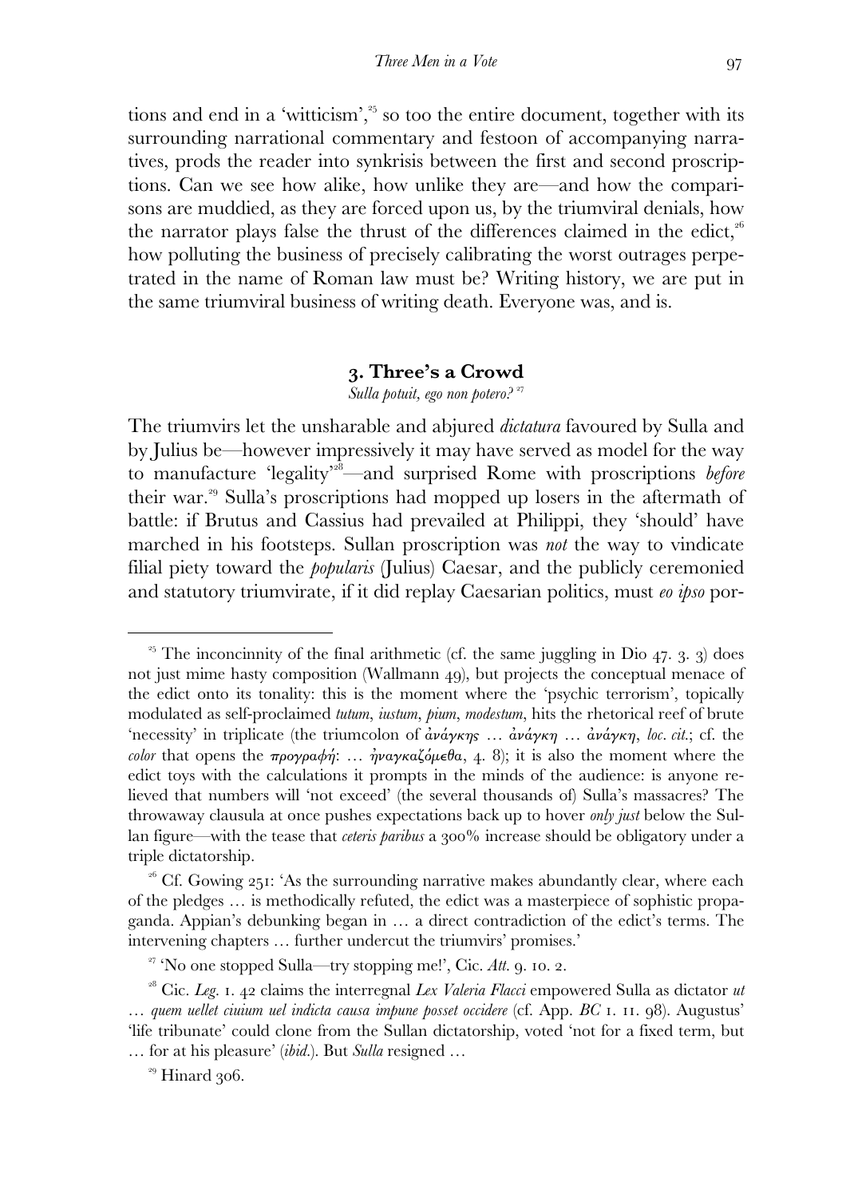tions and end in a 'witticism',[25] so too the entire document, together with its surrounding narrational commentary and festoon of accompanying narratives, prods the reader into synkrisis between the first and second proscriptions. Can we see how alike, how unlike they are—and how the comparisons are muddied, as they are forced upon us, by the triumviral denials, how the narrator plays false the thrust of the differences claimed in the edict,[26] how polluting the business of precisely calibrating the worst outrages perpetrated in the name of Roman law must be? Writing history, we are put in the same triumviral business of writing death. Everyone was, and is.

## 3. Three's a Crowd

*Sulla potuit, ego non potero?* [27]

The triumvirs let the unsharable and abjured *dictatura* favoured by Sulla and by Julius be—however impressively it may have served as model for the way to manufacture 'legality'[28]—and surprised Rome with proscriptions *before* their war.[29] Sulla's proscriptions had mopped up losers in the aftermath of battle: if Brutus and Cassius had prevailed at Philippi, they 'should' have marched in his footsteps. Sullan proscription was *not* the way to vindicate filial piety toward the *popularis* (Julius) Caesar, and the publicly ceremonied and statutory triumvirate, if it did replay Caesarian politics, must *eo ipso* por-

---

[25] The inconcinnity of the final arithmetic (cf. the same juggling in Dio 47. 3. 3) does not just mime hasty composition (Wallmann 49), but projects the conceptual menace of the edict onto its tonality: this is the moment where the 'psychic terrorism', topically modulated as self-proclaimed *tutum*, *iustum*, *pium*, *modestum*, hits the rhetorical reef of brute 'necessity' in triplicate (the triumcolon of ἀνάγκης … ἀνάγκη … ἀνάγκη, *loc. cit.*; cf. the *color* that opens the προγραφή: … ἠναγκαζόμεθα, 4. 8); it is also the moment where the edict toys with the calculations it prompts in the minds of the audience: is anyone relieved that numbers will 'not exceed' (the several thousands of) Sulla's massacres? The throwaway clausula at once pushes expectations back up to hover *only just* below the Sullan figure—with the tease that *ceteris paribus* a 300% increase should be obligatory under a triple dictatorship.

[26] Cf. Gowing 251: 'As the surrounding narrative makes abundantly clear, where each of the pledges … is methodically refuted, the edict was a masterpiece of sophistic propaganda. Appian's debunking began in … a direct contradiction of the edict's terms. The intervening chapters … further undercut the triumvirs' promises.'

[27] 'No one stopped Sulla—try stopping me!', Cic. *Att.* 9. 10. 2.

[28] Cic. *Leg.* 1. 42 claims the interregnal *Lex Valeria Flacci* empowered Sulla as dictator *ut … quem uellet ciuium uel indicta causa impune posset occidere* (cf. App. *BC* 1. 11. 98). Augustus' 'life tribunate' could clone from the Sullan dictatorship, voted 'not for a fixed term, but … for at his pleasure' (*ibid.*). But *Sulla* resigned …

[29] Hinard 306.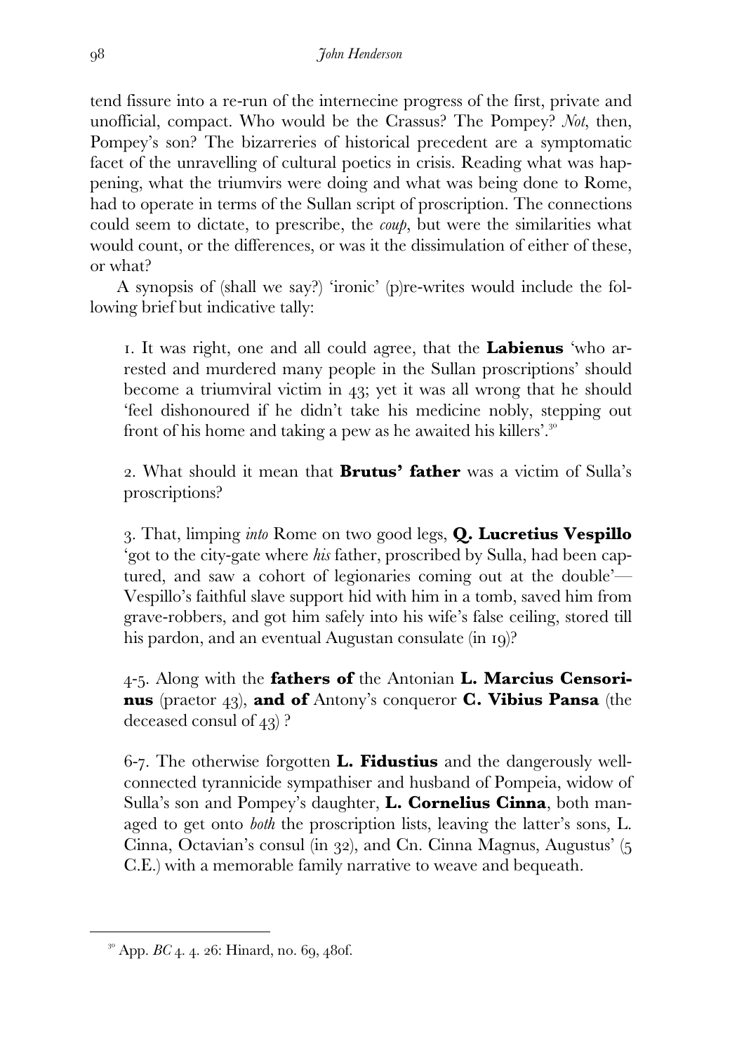tend fissure into a re-run of the internecine progress of the first, private and unofficial, compact. Who would be the Crassus? The Pompey? *Not*, then, Pompey's son? The bizarreries of historical precedent are a symptomatic facet of the unravelling of cultural poetics in crisis. Reading what was happening, what the triumvirs were doing and what was being done to Rome, had to operate in terms of the Sullan script of proscription. The connections could seem to dictate, to prescribe, the *coup*, but were the similarities what would count, or the differences, or was it the dissimulation of either of these, or what?

A synopsis of (shall we say?) 'ironic' (p)re-writes would include the following brief but indicative tally:

1. It was right, one and all could agree, that the **Labienus** 'who arrested and murdered many people in the Sullan proscriptions' should become a triumviral victim in 43; yet it was all wrong that he should 'feel dishonoured if he didn't take his medicine nobly, stepping out front of his home and taking a pew as he awaited his killers'.[30]

2. What should it mean that **Brutus' father** was a victim of Sulla's proscriptions?

3. That, limping *into* Rome on two good legs, **Q. Lucretius Vespillo** 'got to the city-gate where *his* father, proscribed by Sulla, had been captured, and saw a cohort of legionaries coming out at the double'—Vespillo's faithful slave support hid with him in a tomb, saved him from grave-robbers, and got him safely into his wife's false ceiling, stored till his pardon, and an eventual Augustan consulate (in 19)?

4-5. Along with the **fathers of** the Antonian **L. Marcius Censorinus** (praetor 43), **and of** Antony's conqueror **C. Vibius Pansa** (the deceased consul of 43) ?

6-7. The otherwise forgotten **L. Fidustius** and the dangerously well-connected tyrannicide sympathiser and husband of Pompeia, widow of Sulla's son and Pompey's daughter, **L. Cornelius Cinna**, both managed to get onto *both* the proscription lists, leaving the latter's sons, L. Cinna, Octavian's consul (in 32), and Cn. Cinna Magnus, Augustus' (5 C.E.) with a memorable family narrative to weave and bequeath.

---

[30] App. *BC* 4. 4. 26: Hinard, no. 69, 480f.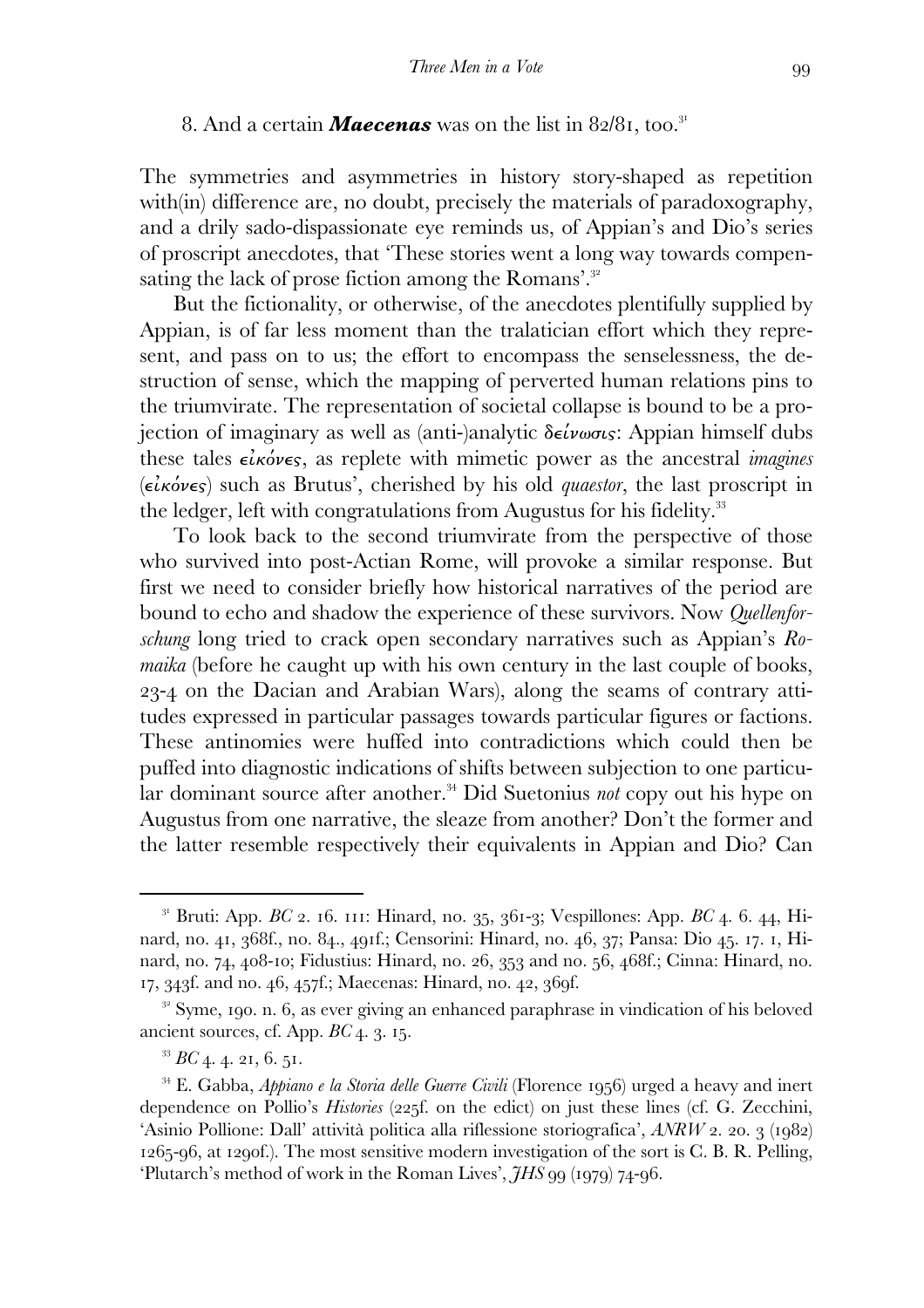8. And a certain ***Maecenas*** was on the list in 82/81, too.[31]

The symmetries and asymmetries in history story-shaped as repetition with(in) difference are, no doubt, precisely the materials of paradoxography, and a drily sado-dispassionate eye reminds us, of Appian's and Dio's series of proscript anecdotes, that 'These stories went a long way towards compensating the lack of prose fiction among the Romans'.[32]

But the fictionality, or otherwise, of the anecdotes plentifully supplied by Appian, is of far less moment than the tralatician effort which they represent, and pass on to us; the effort to encompass the senselessness, the destruction of sense, which the mapping of perverted human relations pins to the triumvirate. The representation of societal collapse is bound to be a projection of imaginary as well as (anti-)analytic δείνωσις: Appian himself dubs these tales εἰκόνες, as replete with mimetic power as the ancestral *imagines* (εἰκόνες) such as Brutus', cherished by his old *quaestor*, the last proscript in the ledger, left with congratulations from Augustus for his fidelity.[33]

To look back to the second triumvirate from the perspective of those who survived into post-Actian Rome, will provoke a similar response. But first we need to consider briefly how historical narratives of the period are bound to echo and shadow the experience of these survivors. Now *Quellenforschung* long tried to crack open secondary narratives such as Appian's *Romaika* (before he caught up with his own century in the last couple of books, 23-4 on the Dacian and Arabian Wars), along the seams of contrary attitudes expressed in particular passages towards particular figures or factions. These antinomies were huffed into contradictions which could then be puffed into diagnostic indications of shifts between subjection to one particular dominant source after another.[34] Did Suetonius *not* copy out his hype on Augustus from one narrative, the sleaze from another? Don't the former and the latter resemble respectively their equivalents in Appian and Dio? Can

---

[31] Bruti: App. *BC* 2. 16. 111: Hinard, no. 35, 361-3; Vespillones: App. *BC* 4. 6. 44, Hinard, no. 41, 368f., no. 84., 491f.; Censorini: Hinard, no. 46, 37; Pansa: Dio 45. 17. 1, Hinard, no. 74, 408-10; Fidustius: Hinard, no. 26, 353 and no. 56, 468f.; Cinna: Hinard, no. 17, 343f. and no. 46, 457f.; Maecenas: Hinard, no. 42, 369f.

[32] Syme, 190. n. 6, as ever giving an enhanced paraphrase in vindication of his beloved ancient sources, cf. App. *BC* 4. 3. 15.

[33] *BC* 4. 4. 21, 6. 51.

[34] E. Gabba, *Appiano e la Storia delle Guerre Civili* (Florence 1956) urged a heavy and inert dependence on Pollio's *Histories* (225f. on the edict) on just these lines (cf. G. Zecchini, 'Asinio Pollione: Dall' attività politica alla riflessione storiografica', *ANRW* 2. 20. 3 (1982) 1265-96, at 1290f.). The most sensitive modern investigation of the sort is C. B. R. Pelling, 'Plutarch's method of work in the Roman Lives', *JHS* 99 (1979) 74-96.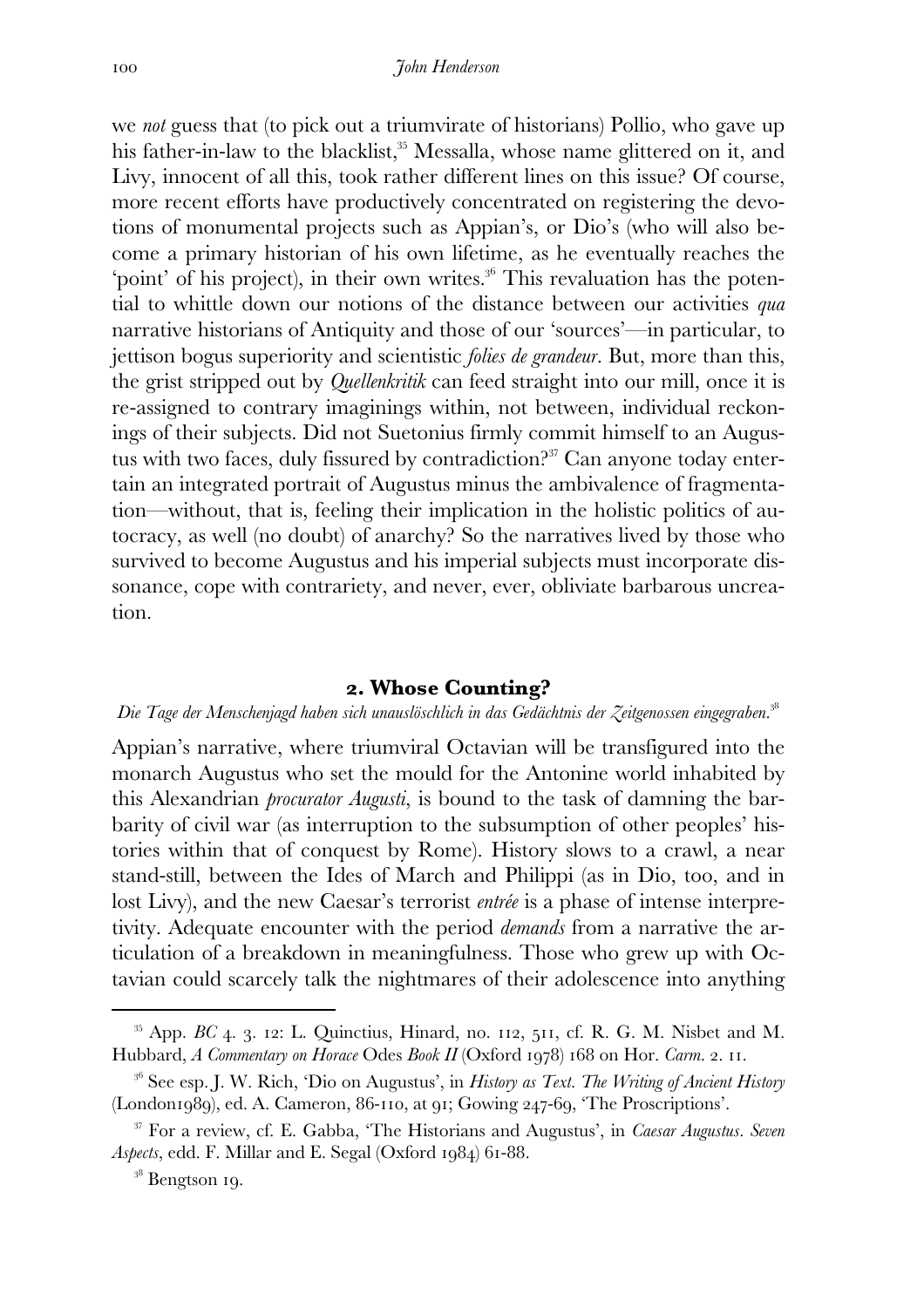we *not* guess that (to pick out a triumvirate of historians) Pollio, who gave up his father-in-law to the blacklist,[35] Messalla, whose name glittered on it, and Livy, innocent of all this, took rather different lines on this issue? Of course, more recent efforts have productively concentrated on registering the devotions of monumental projects such as Appian's, or Dio's (who will also become a primary historian of his own lifetime, as he eventually reaches the 'point' of his project), in their own writes.[36] This revaluation has the potential to whittle down our notions of the distance between our activities *qua* narrative historians of Antiquity and those of our 'sources'—in particular, to jettison bogus superiority and scientistic *folies de grandeur*. But, more than this, the grist stripped out by *Quellenkritik* can feed straight into our mill, once it is re-assigned to contrary imaginings within, not between, individual reckonings of their subjects. Did not Suetonius firmly commit himself to an Augustus with two faces, duly fissured by contradiction?[37] Can anyone today entertain an integrated portrait of Augustus minus the ambivalence of fragmentation—without, that is, feeling their implication in the holistic politics of autocracy, as well (no doubt) of anarchy? So the narratives lived by those who survived to become Augustus and his imperial subjects must incorporate dissonance, cope with contrariety, and never, ever, obliviate barbarous uncreation.

## 2. Whose Counting?

*Die Tage der Menschenjagd haben sich unauslöschlich in das Gedächtnis der Zeitgenossen eingegraben.*[38]

Appian's narrative, where triumviral Octavian will be transfigured into the monarch Augustus who set the mould for the Antonine world inhabited by this Alexandrian *procurator Augusti*, is bound to the task of damning the barbarity of civil war (as interruption to the subsumption of other peoples' histories within that of conquest by Rome). History slows to a crawl, a near stand-still, between the Ides of March and Philippi (as in Dio, too, and in lost Livy), and the new Caesar's terrorist *entrée* is a phase of intense interpretivity. Adequate encounter with the period *demands* from a narrative the articulation of a breakdown in meaningfulness. Those who grew up with Octavian could scarcely talk the nightmares of their adolescence into anything

---

[35] App. *BC* 4. 3. 12: L. Quinctius, Hinard, no. 112, 511, cf. R. G. M. Nisbet and M. Hubbard, *A Commentary on Horace* Odes *Book II* (Oxford 1978) 168 on Hor. *Carm*. 2. 11.

[36] See esp. J. W. Rich, 'Dio on Augustus', in *History as Text. The Writing of Ancient History* (London1989), ed. A. Cameron, 86-110, at 91; Gowing 247-69, 'The Proscriptions'.

[37] For a review, cf. E. Gabba, 'The Historians and Augustus', in *Caesar Augustus. Seven Aspects*, edd. F. Millar and E. Segal (Oxford 1984) 61-88.

[38] Bengtson 19.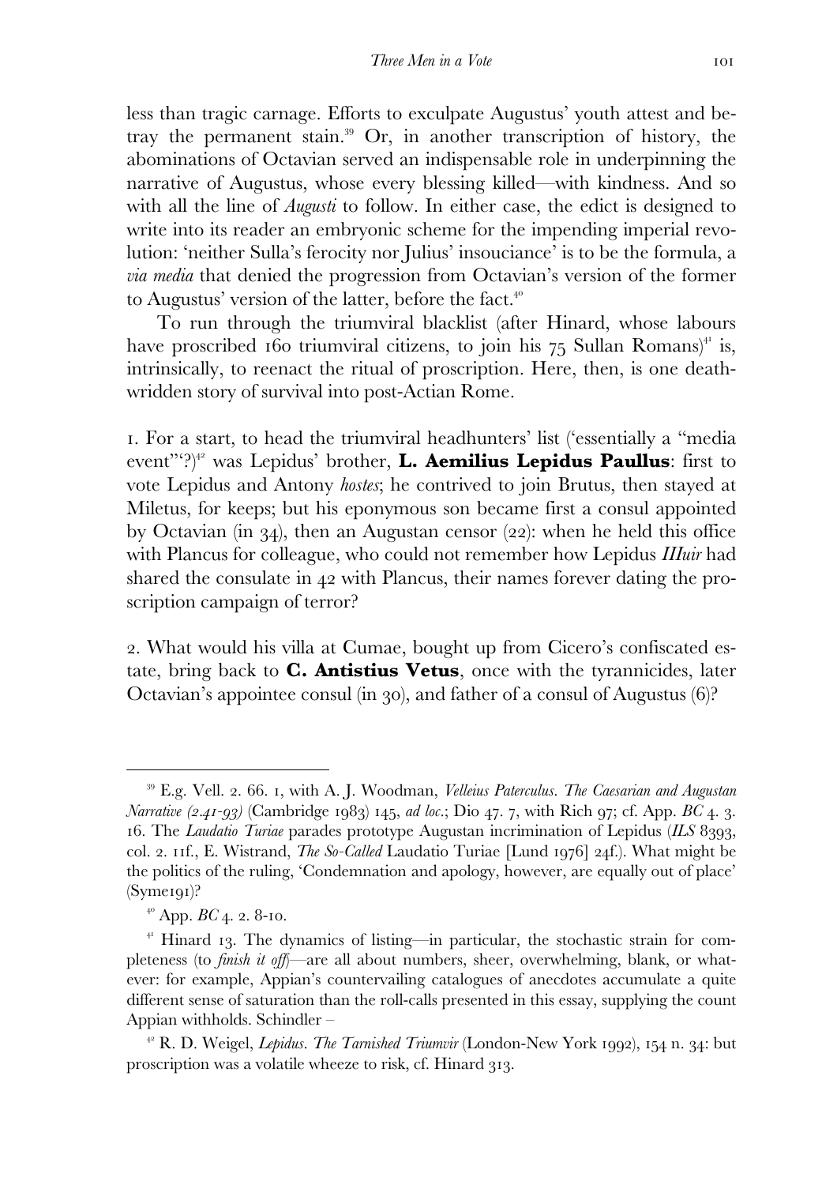less than tragic carnage. Efforts to exculpate Augustus' youth attest and betray the permanent stain.[39] Or, in another transcription of history, the abominations of Octavian served an indispensable role in underpinning the narrative of Augustus, whose every blessing killed—with kindness. And so with all the line of *Augusti* to follow. In either case, the edict is designed to write into its reader an embryonic scheme for the impending imperial revolution: 'neither Sulla's ferocity nor Julius' insouciance' is to be the formula, a *via media* that denied the progression from Octavian's version of the former to Augustus' version of the latter, before the fact.[40]

To run through the triumviral blacklist (after Hinard, whose labours have proscribed 160 triumviral citizens, to join his 75 Sullan Romans)[41] is, intrinsically, to reenact the ritual of proscription. Here, then, is one death-wridden story of survival into post-Actian Rome.

1. For a start, to head the triumviral headhunters' list ('essentially a "media event"'?)[42] was Lepidus' brother, **L. Aemilius Lepidus Paullus**: first to vote Lepidus and Antony *hostes*; he contrived to join Brutus, then stayed at Miletus, for keeps; but his eponymous son became first a consul appointed by Octavian (in 34), then an Augustan censor (22): when he held this office with Plancus for colleague, who could not remember how Lepidus *IIIuir* had shared the consulate in 42 with Plancus, their names forever dating the proscription campaign of terror?

2. What would his villa at Cumae, bought up from Cicero's confiscated estate, bring back to **C. Antistius Vetus**, once with the tyrannicides, later Octavian's appointee consul (in 30), and father of a consul of Augustus (6)?

---

[39] E.g. Vell. 2. 66. 1, with A. J. Woodman, *Velleius Paterculus. The Caesarian and Augustan Narrative (2.41-93)* (Cambridge 1983) 145, *ad loc*.; Dio 47. 7, with Rich 97; cf. App. *BC* 4. 3. 16. The *Laudatio Turiae* parades prototype Augustan incrimination of Lepidus (*ILS* 8393, col. 2. 11f., E. Wistrand, *The So-Called* Laudatio Turiae [Lund 1976] 24f.). What might be the politics of the ruling, 'Condemnation and apology, however, are equally out of place' (Syme191)?

[40] App. *BC* 4. 2. 8-10.

[41] Hinard 13. The dynamics of listing—in particular, the stochastic strain for completeness (to *finish it off*)—are all about numbers, sheer, overwhelming, blank, or whatever: for example, Appian's countervailing catalogues of anecdotes accumulate a quite different sense of saturation than the roll-calls presented in this essay, supplying the count Appian withholds. Schindler –

[42] R. D. Weigel, *Lepidus. The Tarnished Triumvir* (London-New York 1992), 154 n. 34: but proscription was a volatile wheeze to risk, cf. Hinard 313.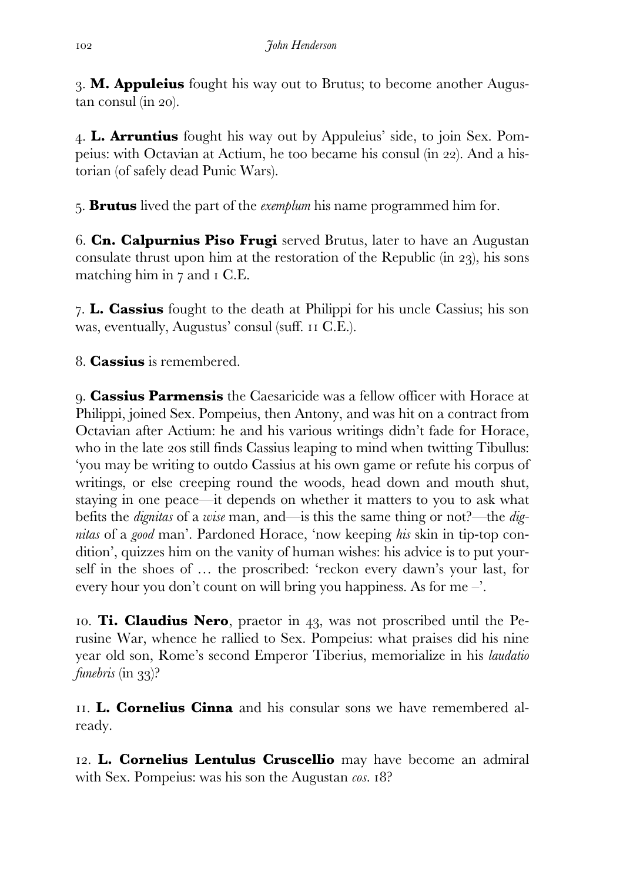3. **M. Appuleius** fought his way out to Brutus; to become another Augustan consul (in 20).

4. **L. Arruntius** fought his way out by Appuleius' side, to join Sex. Pompeius: with Octavian at Actium, he too became his consul (in 22). And a historian (of safely dead Punic Wars).

5. **Brutus** lived the part of the *exemplum* his name programmed him for.

6. **Cn. Calpurnius Piso Frugi** served Brutus, later to have an Augustan consulate thrust upon him at the restoration of the Republic (in 23), his sons matching him in 7 and 1 C.E.

7. **L. Cassius** fought to the death at Philippi for his uncle Cassius; his son was, eventually, Augustus' consul (suff. 11 C.E.).

8. **Cassius** is remembered.

9. **Cassius Parmensis** the Caesaricide was a fellow officer with Horace at Philippi, joined Sex. Pompeius, then Antony, and was hit on a contract from Octavian after Actium: he and his various writings didn't fade for Horace, who in the late 20s still finds Cassius leaping to mind when twitting Tibullus: 'you may be writing to outdo Cassius at his own game or refute his corpus of writings, or else creeping round the woods, head down and mouth shut, staying in one peace—it depends on whether it matters to you to ask what befits the *dignitas* of a *wise* man, and—is this the same thing or not?—the *dignitas* of a *good* man'. Pardoned Horace, 'now keeping *his* skin in tip-top condition', quizzes him on the vanity of human wishes: his advice is to put yourself in the shoes of … the proscribed: 'reckon every dawn's your last, for every hour you don't count on will bring you happiness. As for me –'.

10. **Ti. Claudius Nero**, praetor in 43, was not proscribed until the Perusine War, whence he rallied to Sex. Pompeius: what praises did his nine year old son, Rome's second Emperor Tiberius, memorialize in his *laudatio funebris* (in 33)?

11. **L. Cornelius Cinna** and his consular sons we have remembered already.

12. **L. Cornelius Lentulus Cruscellio** may have become an admiral with Sex. Pompeius: was his son the Augustan *cos*. 18?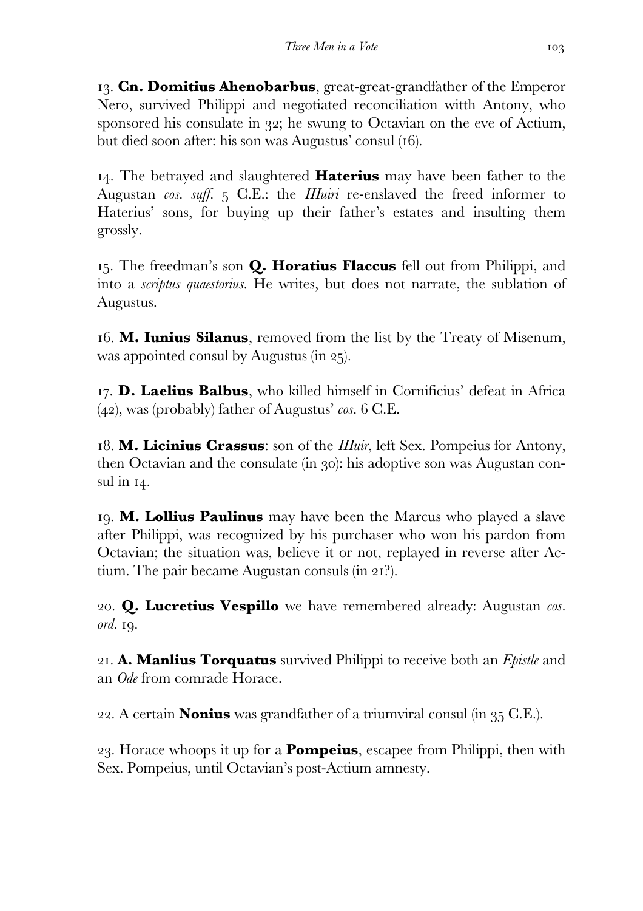13. **Cn. Domitius Ahenobarbus**, great-great-grandfather of the Emperor Nero, survived Philippi and negotiated reconciliation witth Antony, who sponsored his consulate in 32; he swung to Octavian on the eve of Actium, but died soon after: his son was Augustus' consul (16).

14. The betrayed and slaughtered **Haterius** may have been father to the Augustan *cos. suff.* 5 C.E.: the *IIIuiri* re-enslaved the freed informer to Haterius' sons, for buying up their father's estates and insulting them grossly.

15. The freedman's son **Q. Horatius Flaccus** fell out from Philippi, and into a *scriptus quaestorius*. He writes, but does not narrate, the sublation of Augustus.

16. **M. Iunius Silanus**, removed from the list by the Treaty of Misenum, was appointed consul by Augustus (in 25).

17. **D. Laelius Balbus**, who killed himself in Cornificius' defeat in Africa (42), was (probably) father of Augustus' *cos.* 6 C.E.

18. **M. Licinius Crassus**: son of the *IIIuir*, left Sex. Pompeius for Antony, then Octavian and the consulate (in 30): his adoptive son was Augustan consul in 14.

19. **M. Lollius Paulinus** may have been the Marcus who played a slave after Philippi, was recognized by his purchaser who won his pardon from Octavian; the situation was, believe it or not, replayed in reverse after Actium. The pair became Augustan consuls (in 21?).

20. **Q. Lucretius Vespillo** we have remembered already: Augustan *cos. ord.* 19.

21. **A. Manlius Torquatus** survived Philippi to receive both an *Epistle* and an *Ode* from comrade Horace.

22. A certain **Nonius** was grandfather of a triumviral consul (in 35 C.E.).

23. Horace whoops it up for a **Pompeius**, escapee from Philippi, then with Sex. Pompeius, until Octavian's post-Actium amnesty.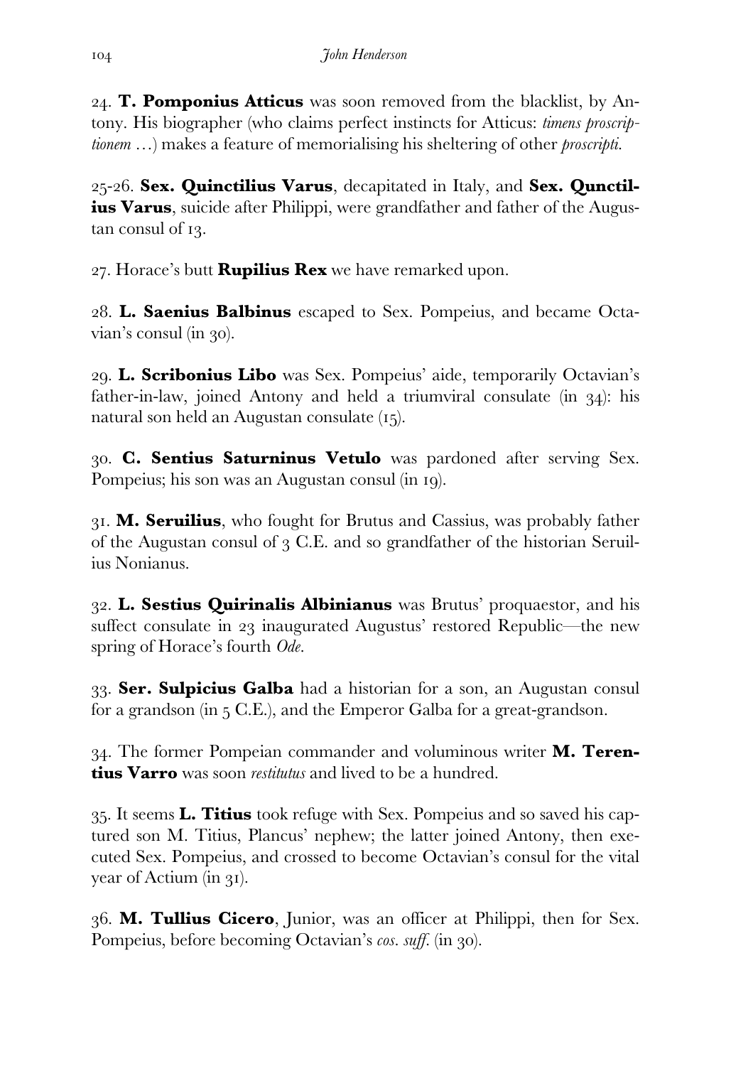24. **T. Pomponius Atticus** was soon removed from the blacklist, by Antony. His biographer (who claims perfect instincts for Atticus: *timens proscriptionem* …) makes a feature of memorialising his sheltering of other *proscripti*.

25-26. **Sex. Quinctilius Varus**, decapitated in Italy, and **Sex. Qunctilius Varus**, suicide after Philippi, were grandfather and father of the Augustan consul of 13.

27. Horace's butt **Rupilius Rex** we have remarked upon.

28. **L. Saenius Balbinus** escaped to Sex. Pompeius, and became Octavian's consul (in 30).

29. **L. Scribonius Libo** was Sex. Pompeius' aide, temporarily Octavian's father-in-law, joined Antony and held a triumviral consulate (in 34): his natural son held an Augustan consulate (15).

30. **C. Sentius Saturninus Vetulo** was pardoned after serving Sex. Pompeius; his son was an Augustan consul (in 19).

31. **M. Seruilius**, who fought for Brutus and Cassius, was probably father of the Augustan consul of 3 C.E. and so grandfather of the historian Seruilius Nonianus.

32. **L. Sestius Quirinalis Albinianus** was Brutus' proquaestor, and his suffect consulate in 23 inaugurated Augustus' restored Republic—the new spring of Horace's fourth *Ode*.

33. **Ser. Sulpicius Galba** had a historian for a son, an Augustan consul for a grandson (in 5 C.E.), and the Emperor Galba for a great-grandson.

34. The former Pompeian commander and voluminous writer **M. Terentius Varro** was soon *restitutus* and lived to be a hundred.

35. It seems **L. Titius** took refuge with Sex. Pompeius and so saved his captured son M. Titius, Plancus' nephew; the latter joined Antony, then executed Sex. Pompeius, and crossed to become Octavian's consul for the vital year of Actium (in 31).

36. **M. Tullius Cicero**, Junior, was an officer at Philippi, then for Sex. Pompeius, before becoming Octavian's *cos. suff.* (in 30).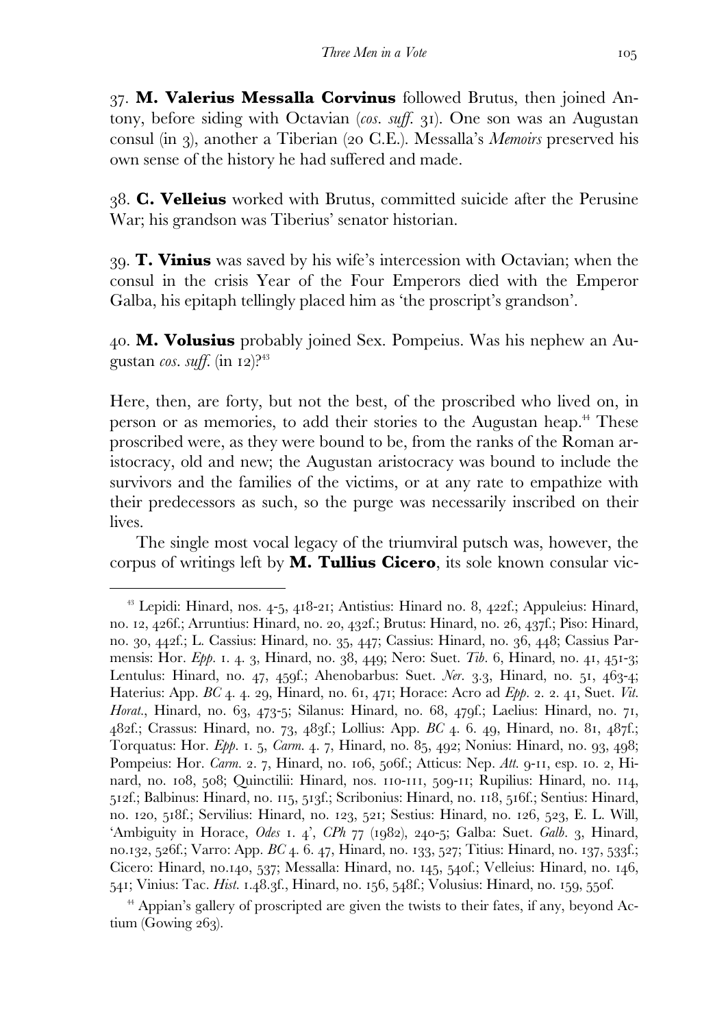37. **M. Valerius Messalla Corvinus** followed Brutus, then joined Antony, before siding with Octavian (*cos. suff.* 31). One son was an Augustan consul (in 3), another a Tiberian (20 C.E.). Messalla's *Memoirs* preserved his own sense of the history he had suffered and made.

38. **C. Velleius** worked with Brutus, committed suicide after the Perusine War; his grandson was Tiberius' senator historian.

39. **T. Vinius** was saved by his wife's intercession with Octavian; when the consul in the crisis Year of the Four Emperors died with the Emperor Galba, his epitaph tellingly placed him as 'the proscript's grandson'.

40. **M. Volusius** probably joined Sex. Pompeius. Was his nephew an Augustan *cos. suff.* (in 12)?[43]

Here, then, are forty, but not the best, of the proscribed who lived on, in person or as memories, to add their stories to the Augustan heap.[44] These proscribed were, as they were bound to be, from the ranks of the Roman aristocracy, old and new; the Augustan aristocracy was bound to include the survivors and the families of the victims, or at any rate to empathize with their predecessors as such, so the purge was necessarily inscribed on their lives.

The single most vocal legacy of the triumviral putsch was, however, the corpus of writings left by **M. Tullius Cicero**, its sole known consular vic-

---

[43] Lepidi: Hinard, nos. 4-5, 418-21; Antistius: Hinard no. 8, 422f.; Appuleius: Hinard, no. 12, 426f.; Arruntius: Hinard, no. 20, 432f.; Brutus: Hinard, no. 26, 437f.; Piso: Hinard, no. 30, 442f.; L. Cassius: Hinard, no. 35, 447; Cassius: Hinard, no. 36, 448; Cassius Parmensis: Hor. *Epp.* 1. 4. 3, Hinard, no. 38, 449; Nero: Suet. *Tib.* 6, Hinard, no. 41, 451-3; Lentulus: Hinard, no. 47, 459f.; Ahenobarbus: Suet. *Ner.* 3.3, Hinard, no. 51, 463-4; Haterius: App. *BC* 4. 4. 29, Hinard, no. 61, 471; Horace: Acro ad *Epp.* 2. 2. 41, Suet. *Vit. Horat.*, Hinard, no. 63, 473-5; Silanus: Hinard, no. 68, 479f.; Laelius: Hinard, no. 71, 482f.; Crassus: Hinard, no. 73, 483f.; Lollius: App. *BC* 4. 6. 49, Hinard, no. 81, 487f.; Torquatus: Hor. *Epp.* 1. 5, *Carm.* 4. 7, Hinard, no. 85, 492; Nonius: Hinard, no. 93, 498; Pompeius: Hor. *Carm.* 2. 7, Hinard, no. 106, 506f.; Atticus: Nep. *Att.* 9-11, esp. 10. 2, Hinard, no. 108, 508; Quinctilii: Hinard, nos. 110-111, 509-11; Rupilius: Hinard, no. 114, 512f.; Balbinus: Hinard, no. 115, 513f.; Scribonius: Hinard, no. 118, 516f.; Sentius: Hinard, no. 120, 518f.; Servilius: Hinard, no. 123, 521; Sestius: Hinard, no. 126, 523, E. L. Will, 'Ambiguity in Horace, *Odes* 1. 4', *CPh* 77 (1982), 240-5; Galba: Suet. *Galb.* 3, Hinard, no.132, 526f.; Varro: App. *BC* 4. 6. 47, Hinard, no. 133, 527; Titius: Hinard, no. 137, 533f.; Cicero: Hinard, no.140, 537; Messalla: Hinard, no. 145, 540f.; Velleius: Hinard, no. 146, 541; Vinius: Tac. *Hist.* 1.48.3f., Hinard, no. 156, 548f.; Volusius: Hinard, no. 159, 550f.

[44] Appian's gallery of proscripted are given the twists to their fates, if any, beyond Actium (Gowing 263).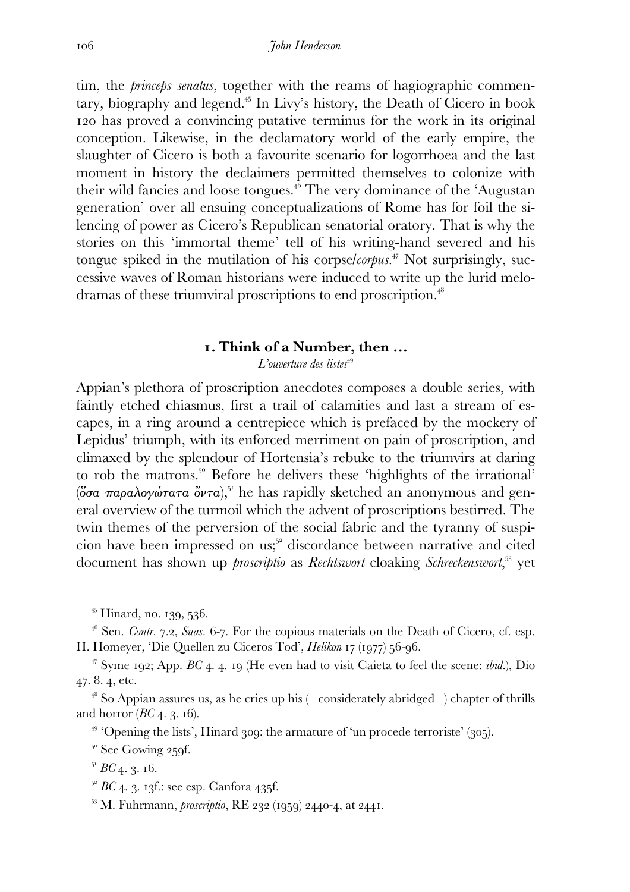tim, the *princeps senatus*, together with the reams of hagiographic commentary, biography and legend.[45] In Livy's history, the Death of Cicero in book 120 has proved a convincing putative terminus for the work in its original conception. Likewise, in the declamatory world of the early empire, the slaughter of Cicero is both a favourite scenario for logorrhoea and the last moment in history the declaimers permitted themselves to colonize with their wild fancies and loose tongues.[46] The very dominance of the 'Augustan generation' over all ensuing conceptualizations of Rome has for foil the silencing of power as Cicero's Republican senatorial oratory. That is why the stories on this 'immortal theme' tell of his writing-hand severed and his tongue spiked in the mutilation of his corpse/*corpus*.[47] Not surprisingly, successive waves of Roman historians were induced to write up the lurid melodramas of these triumviral proscriptions to end proscription.[48]

## 1. Think of a Number, then ...

*L'ouverture des listes*[49]

Appian's plethora of proscription anecdotes composes a double series, with faintly etched chiasmus, first a trail of calamities and last a stream of escapes, in a ring around a centrepiece which is prefaced by the mockery of Lepidus' triumph, with its enforced merriment on pain of proscription, and climaxed by the splendour of Hortensia's rebuke to the triumvirs at daring to rob the matrons.[50] Before he delivers these 'highlights of the irrational' (ὅσα παραλογώτατα ὄντα),[51] he has rapidly sketched an anonymous and general overview of the turmoil which the advent of proscriptions bestirred. The twin themes of the perversion of the social fabric and the tyranny of suspicion have been impressed on us;[52] discordance between narrative and cited document has shown up *proscriptio* as *Rechtswort* cloaking *Schreckenswort*,[53] yet

---

[45] Hinard, no. 139, 536.

[46] Sen. *Contr*. 7.2, *Suas*. 6-7. For the copious materials on the Death of Cicero, cf. esp. H. Homeyer, 'Die Quellen zu Ciceros Tod', *Helikon* 17 (1977) 56-96.

[47] Syme 192; App. *BC* 4. 4. 19 (He even had to visit Caieta to feel the scene: *ibid*.), Dio 47. 8. 4, etc.

[48] So Appian assures us, as he cries up his (– considerately abridged –) chapter of thrills and horror (*BC* 4. 3. 16).

[49] 'Opening the lists', Hinard 309: the armature of 'un procede terroriste' (305).

[50] See Gowing 259f.

[51] *BC* 4. 3. 16.

[52] *BC* 4. 3. 13f.: see esp. Canfora 435f.

[53] M. Fuhrmann, *proscriptio*, RE 232 (1959) 2440-4, at 2441.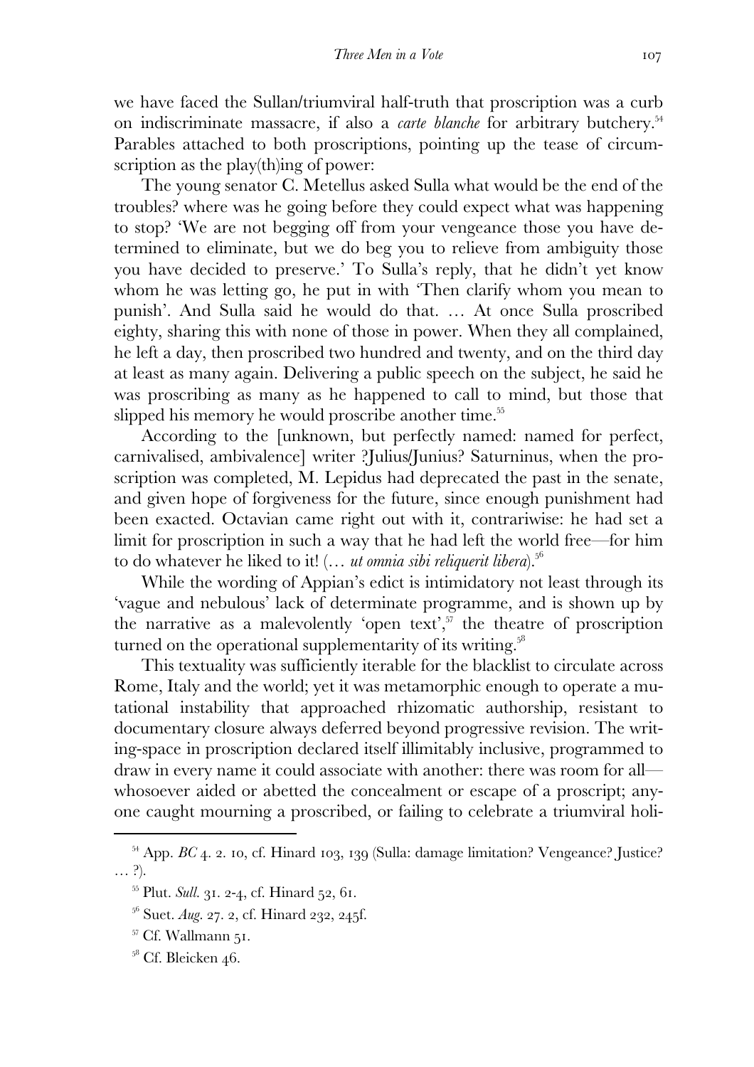we have faced the Sullan/triumviral half-truth that proscription was a curb on indiscriminate massacre, if also a *carte blanche* for arbitrary butchery.[54] Parables attached to both proscriptions, pointing up the tease of circumscription as the play(th)ing of power:

The young senator C. Metellus asked Sulla what would be the end of the troubles? where was he going before they could expect what was happening to stop? 'We are not begging off from your vengeance those you have determined to eliminate, but we do beg you to relieve from ambiguity those you have decided to preserve.' To Sulla's reply, that he didn't yet know whom he was letting go, he put in with 'Then clarify whom you mean to punish'. And Sulla said he would do that. … At once Sulla proscribed eighty, sharing this with none of those in power. When they all complained, he left a day, then proscribed two hundred and twenty, and on the third day at least as many again. Delivering a public speech on the subject, he said he was proscribing as many as he happened to call to mind, but those that slipped his memory he would proscribe another time.[55]

According to the [unknown, but perfectly named: named for perfect, carnivalised, ambivalence] writer ?Julius/Junius? Saturninus, when the proscription was completed, M. Lepidus had deprecated the past in the senate, and given hope of forgiveness for the future, since enough punishment had been exacted. Octavian came right out with it, contrariwise: he had set a limit for proscription in such a way that he had left the world free—for him to do whatever he liked to it! (… *ut omnia sibi reliquerit libera*).[56]

While the wording of Appian's edict is intimidatory not least through its 'vague and nebulous' lack of determinate programme, and is shown up by the narrative as a malevolently 'open text',[57] the theatre of proscription turned on the operational supplementarity of its writing.[58]

This textuality was sufficiently iterable for the blacklist to circulate across Rome, Italy and the world; yet it was metamorphic enough to operate a mutational instability that approached rhizomatic authorship, resistant to documentary closure always deferred beyond progressive revision. The writing-space in proscription declared itself illimitably inclusive, programmed to draw in every name it could associate with another: there was room for all—whosoever aided or abetted the concealment or escape of a proscript; anyone caught mourning a proscribed, or failing to celebrate a triumviral holi-

---

[54] App. *BC* 4. 2. 10, cf. Hinard 103, 139 (Sulla: damage limitation? Vengeance? Justice? … ?).

[55] Plut. *Sull.* 31. 2-4, cf. Hinard 52, 61.

[56] Suet. *Aug.* 27. 2, cf. Hinard 232, 245f.

[57] Cf. Wallmann 51.

[58] Cf. Bleicken 46.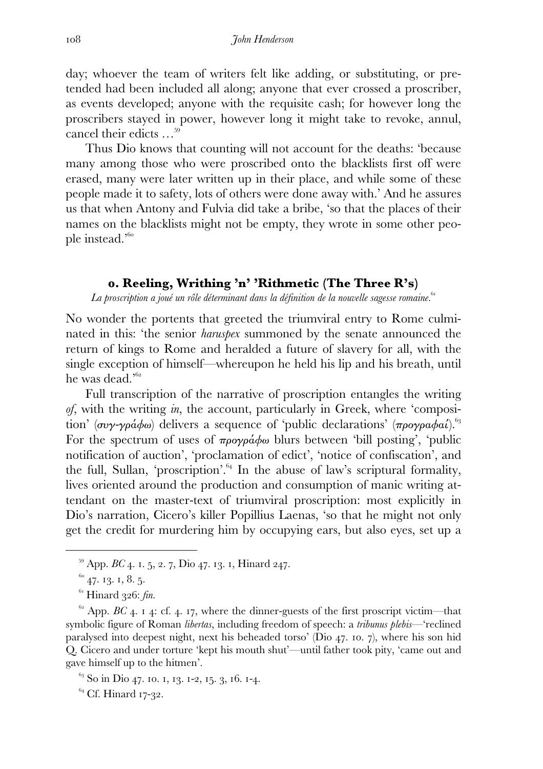day; whoever the team of writers felt like adding, or substituting, or pretended had been included all along; anyone that ever crossed a proscriber, as events developed; anyone with the requisite cash; for however long the proscribers stayed in power, however long it might take to revoke, annul, cancel their edicts …[59]

Thus Dio knows that counting will not account for the deaths: 'because many among those who were proscribed onto the blacklists first off were erased, many were later written up in their place, and while some of these people made it to safety, lots of others were done away with.' And he assures us that when Antony and Fulvia did take a bribe, 'so that the places of their names on the blacklists might not be empty, they wrote in some other people instead.'[60]

### 0. Reeling, Writhing 'n' 'Rithmetic (The Three R's)

*La proscription a joué un rôle déterminant dans la définition de la nouvelle sagesse romaine.*[61]

No wonder the portents that greeted the triumviral entry to Rome culminated in this: 'the senior *haruspex* summoned by the senate announced the return of kings to Rome and heralded a future of slavery for all, with the single exception of himself—whereupon he held his lip and his breath, until he was dead.'[62]

Full transcription of the narrative of proscription entangles the writing *of*, with the writing *in*, the account, particularly in Greek, where 'composition' (συγ-γράφω) delivers a sequence of 'public declarations' (προγραφαί).[63] For the spectrum of uses of προγράφω blurs between 'bill posting', 'public notification of auction', 'proclamation of edict', 'notice of confiscation', and the full, Sullan, 'proscription'.[64] In the abuse of law's scriptural formality, lives oriented around the production and consumption of manic writing attendant on the master-text of triumviral proscription: most explicitly in Dio's narration, Cicero's killer Popillius Laenas, 'so that he might not only get the credit for murdering him by occupying ears, but also eyes, set up a

---

[59] App. *BC* 4. 1. 5, 2. 7, Dio 47. 13. 1, Hinard 247.

[60] 47. 13. 1, 8. 5.

[61] Hinard 326: *fin.*

[62] App. *BC* 4. 1 4: cf. 4. 17, where the dinner-guests of the first proscript victim—that symbolic figure of Roman *libertas*, including freedom of speech: a *tribunus plebis*—'reclined paralysed into deepest night, next his beheaded torso' (Dio 47. 10. 7), where his son hid Q. Cicero and under torture 'kept his mouth shut'—until father took pity, 'came out and gave himself up to the hitmen'.

[63] So in Dio 47. 10. 1, 13. 1-2, 15. 3, 16. 1-4.

[64] Cf. Hinard 17-32.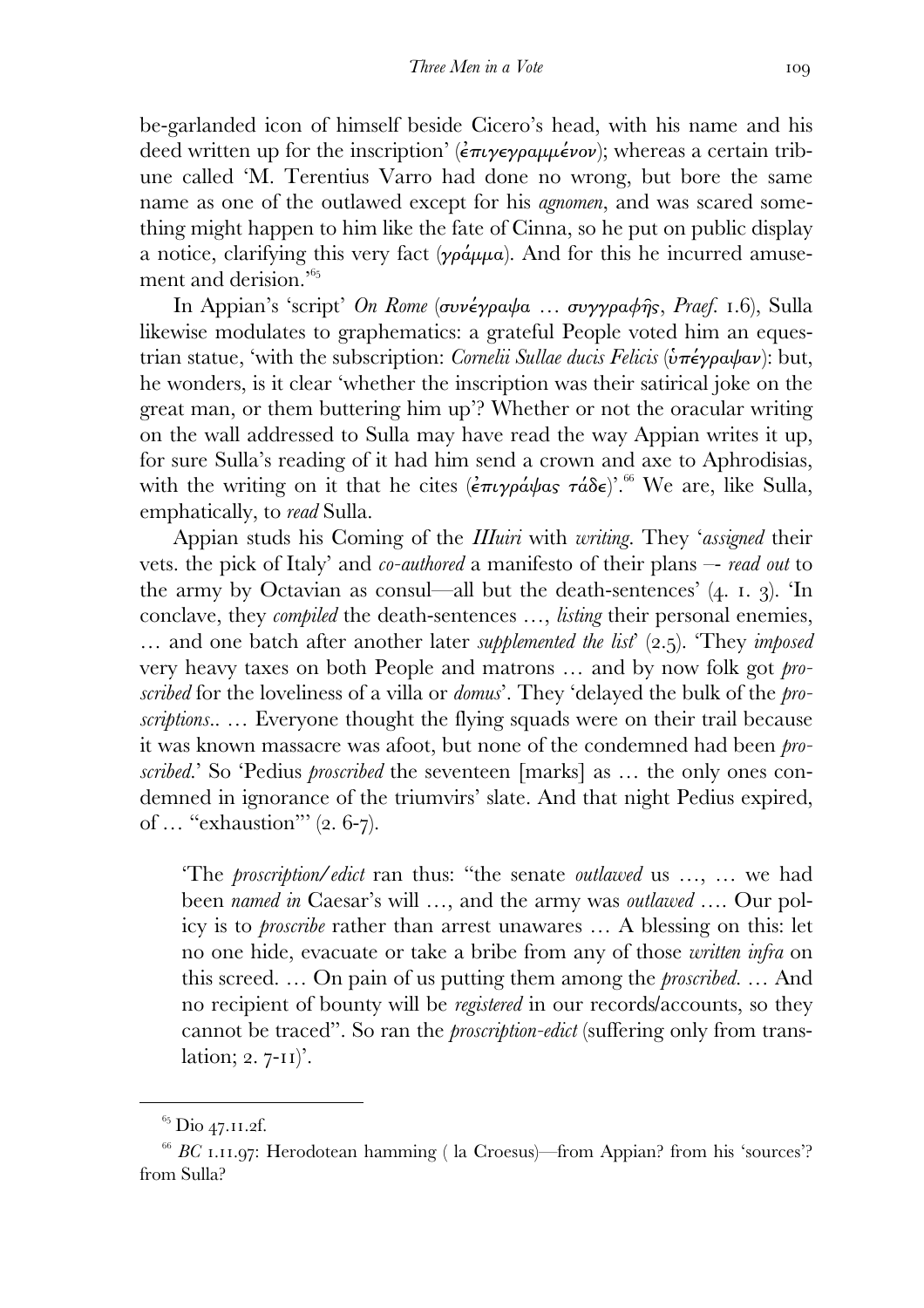be-garlanded icon of himself beside Cicero's head, with his name and his deed written up for the inscription' (ἐπιγεγραμμένον); whereas a certain tribune called 'M. Terentius Varro had done no wrong, but bore the same name as one of the outlawed except for his *agnomen*, and was scared something might happen to him like the fate of Cinna, so he put on public display a notice, clarifying this very fact (γράμμα). And for this he incurred amusement and derision.'[65]

In Appian's 'script' *On Rome* (συνέγραψα … συγγραφῆς, *Praef.* 1.6), Sulla likewise modulates to graphematics: a grateful People voted him an equestrian statue, 'with the subscription: *Cornelii Sullae ducis Felicis* (ὑπέγραψαν): but, he wonders, is it clear 'whether the inscription was their satirical joke on the great man, or them buttering him up'? Whether or not the oracular writing on the wall addressed to Sulla may have read the way Appian writes it up, for sure Sulla's reading of it had him send a crown and axe to Aphrodisias, with the writing on it that he cites (ἐπιγράψας τάδε)'.[66] We are, like Sulla, emphatically, to *read* Sulla.

Appian studs his Coming of the *IIIuiri* with *writing*. They '*assigned* their vets. the pick of Italy' and *co-authored* a manifesto of their plans –- *read out* to the army by Octavian as consul—all but the death-sentences' (4. 1. 3). 'In conclave, they *compiled* the death-sentences …, *listing* their personal enemies, … and one batch after another later *supplemented the list*' (2.5). 'They *imposed* very heavy taxes on both People and matrons … and by now folk got *proscribed* for the loveliness of a villa or *domus*'. They 'delayed the bulk of the *proscriptions*.. … Everyone thought the flying squads were on their trail because it was known massacre was afoot, but none of the condemned had been *proscribed*.' So 'Pedius *proscribed* the seventeen [marks] as … the only ones condemned in ignorance of the triumvirs' slate. And that night Pedius expired, of … "exhaustion"' (2. 6-7).

> 'The *proscription/edict* ran thus: "the senate *outlawed* us …, … we had been *named in* Caesar's will …, and the army was *outlawed* …. Our policy is to *proscribe* rather than arrest unawares … A blessing on this: let no one hide, evacuate or take a bribe from any of those *written infra* on this screed. … On pain of us putting them among the *proscribed*. … And no recipient of bounty will be *registered* in our records/accounts, so they cannot be traced". So ran the *proscription-edict* (suffering only from translation; 2. 7-11)'.

---

[65] Dio 47.11.2f.

[66] *BC* 1.11.97: Herodotean hamming ( la Croesus)—from Appian? from his 'sources'? from Sulla?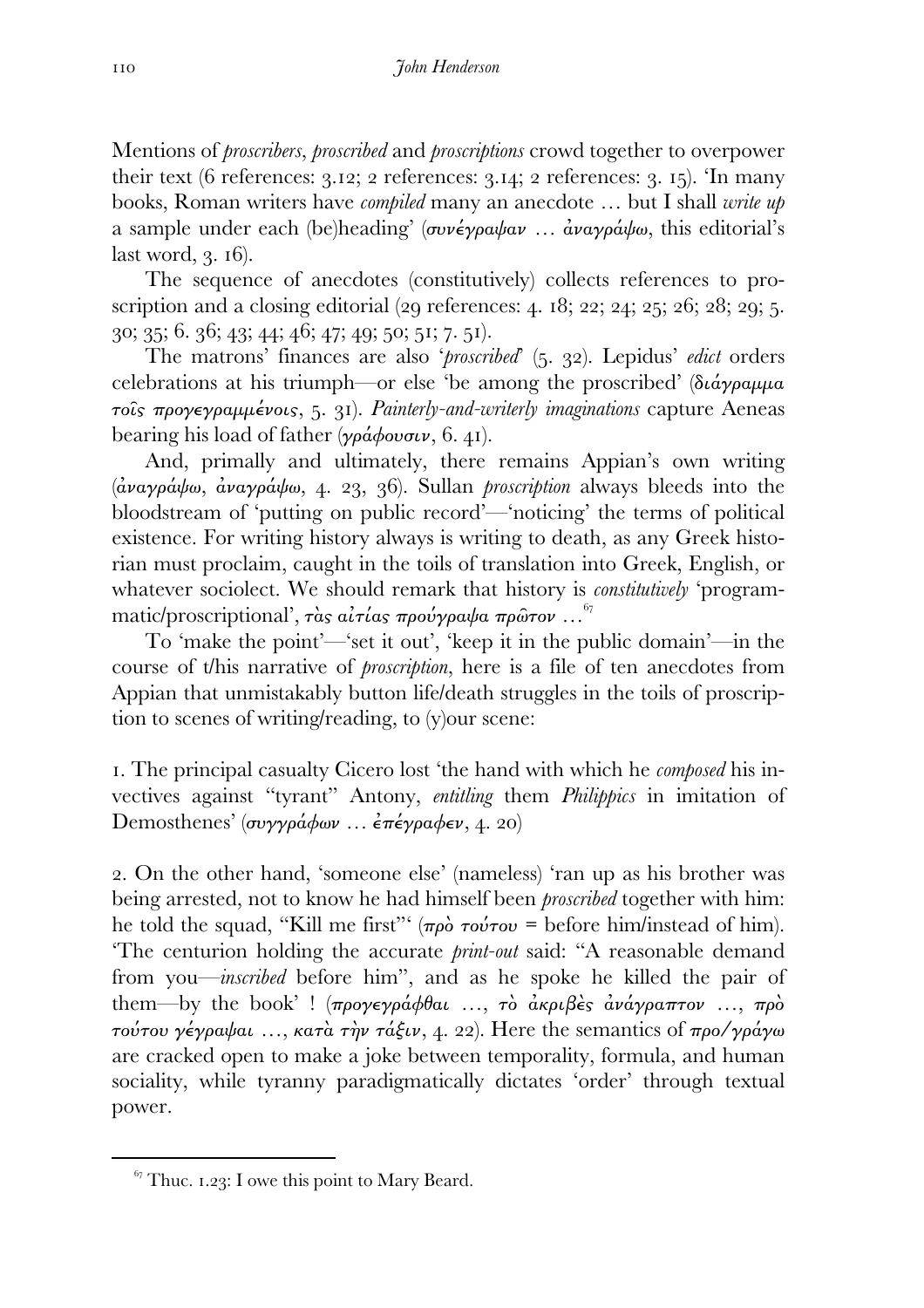Mentions of *proscribers*, *proscribed* and *proscriptions* crowd together to overpower their text (6 references: 3.12; 2 references: 3.14; 2 references: 3. 15). 'In many books, Roman writers have *compiled* many an anecdote … but I shall *write up* a sample under each (be)heading' (*συνέγραψαν … ἀναγράψω*, this editorial's last word, 3. 16).

The sequence of anecdotes (constitutively) collects references to proscription and a closing editorial (29 references: 4. 18; 22; 24; 25; 26; 28; 29; 5. 30; 35; 6. 36; 43; 44; 46; 47; 49; 50; 51; 7. 51).

The matrons' finances are also '*proscribed*' (5. 32). Lepidus' *edict* orders celebrations at his triumph—or else 'be among the proscribed' (*διάγραμμα τοῖς προγεγραμμένοις*, 5. 31). *Painterly-and-writerly imaginations* capture Aeneas bearing his load of father (*γράφουσιν*, 6. 41).

And, primally and ultimately, there remains Appian's own writing (*ἀναγράψω, ἀναγράψω*, 4. 23, 36). Sullan *proscription* always bleeds into the bloodstream of 'putting on public record'—'noticing' the terms of political existence. For writing history always is writing to death, as any Greek historian must proclaim, caught in the toils of translation into Greek, English, or whatever sociolect. We should remark that history is *constitutively* 'programmatic/proscriptional', *τὰς αἰτίας προύγραψα πρῶτον* …[67]

To 'make the point'—'set it out', 'keep it in the public domain'—in the course of t/his narrative of *proscription*, here is a file of ten anecdotes from Appian that unmistakably button life/death struggles in the toils of proscription to scenes of writing/reading, to (y)our scene:

1. The principal casualty Cicero lost 'the hand with which he *composed* his invectives against "tyrant" Antony, *entitling* them *Philippics* in imitation of Demosthenes' (*συγγράφων … ἐπέγραφεν*, 4. 20)

2. On the other hand, 'someone else' (nameless) 'ran up as his brother was being arrested, not to know he had himself been *proscribed* together with him: he told the squad, "Kill me first"' (*πρὸ τούτου* = before him/instead of him). 'The centurion holding the accurate *print-out* said: "A reasonable demand from you—*inscribed* before him", and as he spoke he killed the pair of them—by the book' ! (*προγεγράφθαι …, τὸ ἀκριβὲς ἀνάγραπτον …, πρὸ τούτου γέγραψαι …, κατὰ τὴν τάξιν*, 4. 22). Here the semantics of *προ/γράφω* are cracked open to make a joke between temporality, formula, and human sociality, while tyranny paradigmatically dictates 'order' through textual power.

[67] Thuc. 1.23: I owe this point to Mary Beard.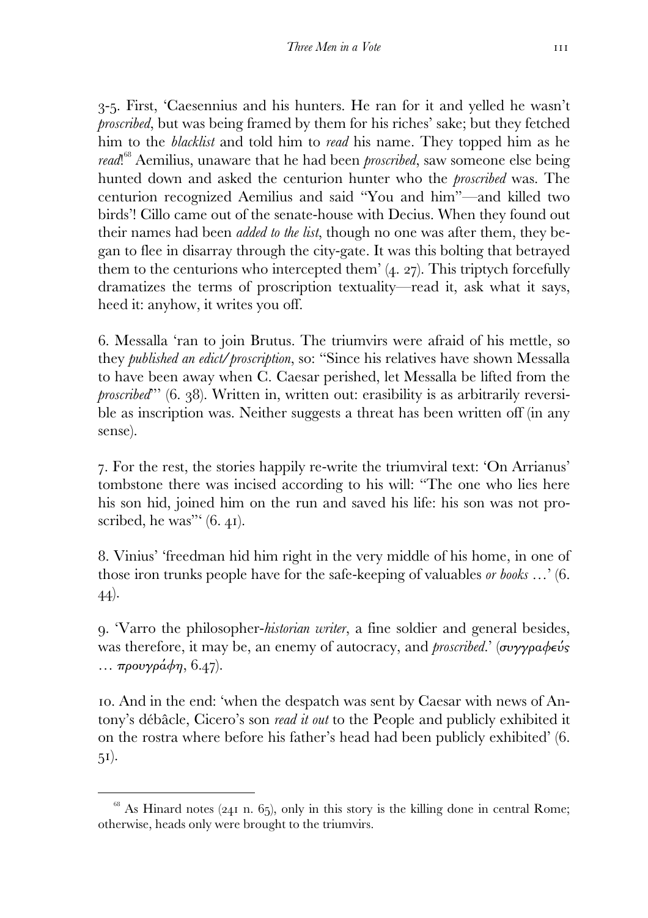3-5. First, 'Caesennius and his hunters. He ran for it and yelled he wasn't *proscribed*, but was being framed by them for his riches' sake; but they fetched him to the *blacklist* and told him to *read* his name. They topped him as he *read*![68] Aemilius, unaware that he had been *proscribed*, saw someone else being hunted down and asked the centurion hunter who the *proscribed* was. The centurion recognized Aemilius and said "You and him"—and killed two birds'! Cillo came out of the senate-house with Decius. When they found out their names had been *added to the list*, though no one was after them, they began to flee in disarray through the city-gate. It was this bolting that betrayed them to the centurions who intercepted them' (4. 27). This triptych forcefully dramatizes the terms of proscription textuality—read it, ask what it says, heed it: anyhow, it writes you off.

6. Messalla 'ran to join Brutus. The triumvirs were afraid of his mettle, so they *published an edict/proscription*, so: "Since his relatives have shown Messalla to have been away when C. Caesar perished, let Messalla be lifted from the *proscribed*"' (6. 38). Written in, written out: erasibility is as arbitrarily reversible as inscription was. Neither suggests a threat has been written off (in any sense).

7. For the rest, the stories happily re-write the triumviral text: 'On Arrianus' tombstone there was incised according to his will: "The one who lies here his son hid, joined him on the run and saved his life: his son was not proscribed, he was"' (6. 41).

8. Vinius' 'freedman hid him right in the very middle of his home, in one of those iron trunks people have for the safe-keeping of valuables *or books* …' (6. 44).

9. 'Varro the philosopher-*historian writer*, a fine soldier and general besides, was therefore, it may be, an enemy of autocracy, and *proscribed*.' (*συγγραφεύς … προυγράφη*, 6.47).

10. And in the end: 'when the despatch was sent by Caesar with news of Antony's débâcle, Cicero's son *read it out* to the People and publicly exhibited it on the rostra where before his father's head had been publicly exhibited' (6. 51).

---

[68] As Hinard notes (241 n. 65), only in this story is the killing done in central Rome; otherwise, heads only were brought to the triumvirs.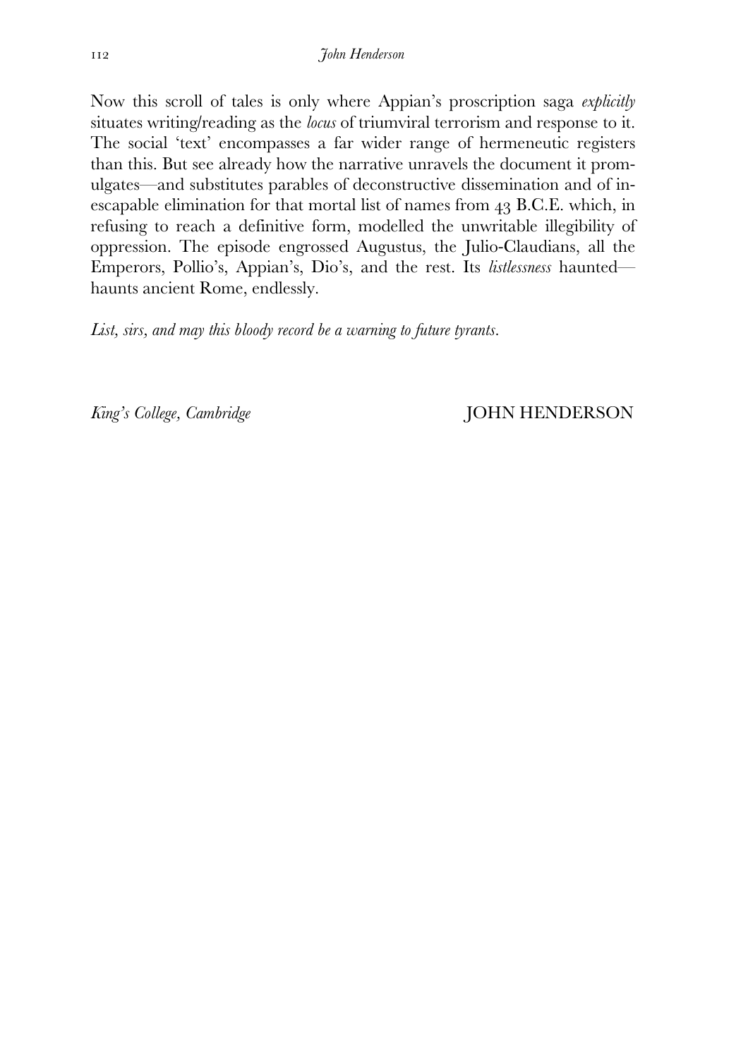Now this scroll of tales is only where Appian's proscription saga *explicitly* situates writing/reading as the *locus* of triumviral terrorism and response to it. The social 'text' encompasses a far wider range of hermeneutic registers than this. But see already how the narrative unravels the document it promulgates—and substitutes parables of deconstructive dissemination and of inescapable elimination for that mortal list of names from 43 B.C.E. which, in refusing to reach a definitive form, modelled the unwritable illegibility of oppression. The episode engrossed Augustus, the Julio-Claudians, all the Emperors, Pollio's, Appian's, Dio's, and the rest. Its *listlessness* haunted—haunts ancient Rome, endlessly.

*List, sirs, and may this bloody record be a warning to future tyrants.*

*King's College, Cambridge* JOHN HENDERSON